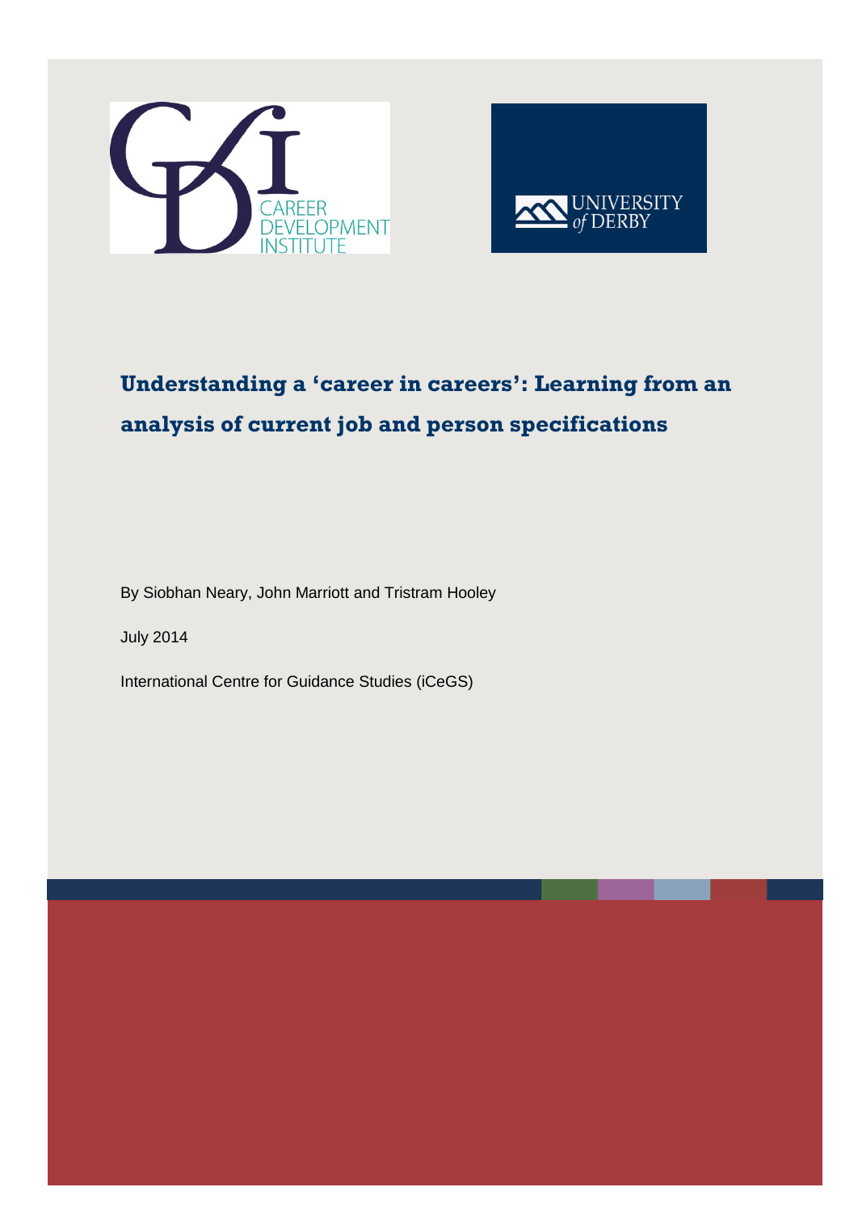# Understanding a 'career in careers': Learning from an analysis of current job and person specifications

By Siobhan Neary, John Marriott and Tristram Hooley

July 2014

International Centre for Guidance Studies (iCeGS)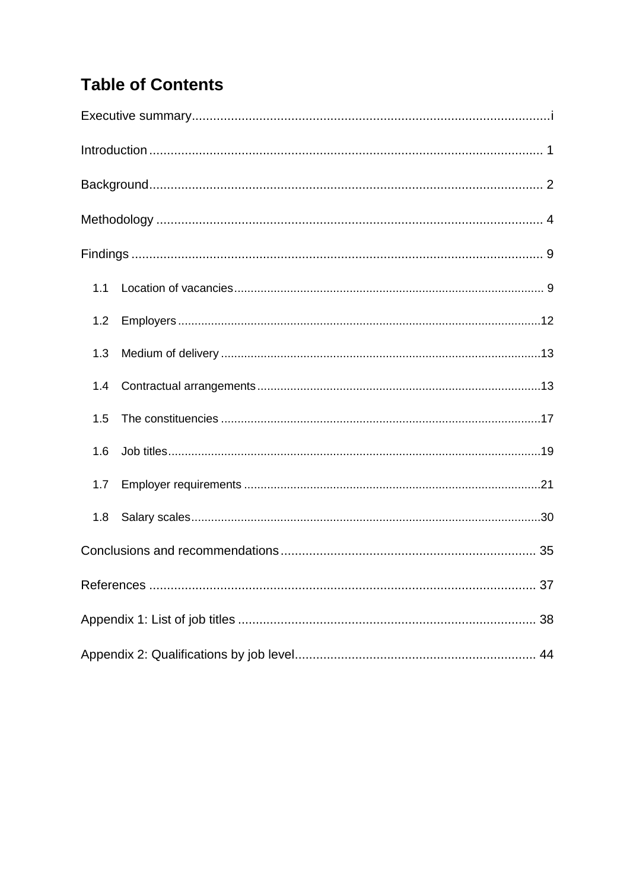# Table of Contents

Executive summary .................................................................................................... i

Introduction .............................................................................................................. 1

Background .............................................................................................................. 2

Methodology ............................................................................................................ 4

Findings ................................................................................................................... 9

- 1.1 Location of vacancies ........................................................................................ 9
- 1.2 Employers ........................................................................................................ 12
- 1.3 Medium of delivery ........................................................................................... 13
- 1.4 Contractual arrangements ................................................................................ 13
- 1.5 The constituencies ........................................................................................... 17
- 1.6 Job titles ........................................................................................................... 19
- 1.7 Employer requirements .................................................................................... 21
- 1.8 Salary scales .................................................................................................... 30

Conclusions and recommendations ........................................................................ 35

References ............................................................................................................. 37

Appendix 1: List of job titles .................................................................................... 38

Appendix 2: Qualifications by job level .................................................................... 44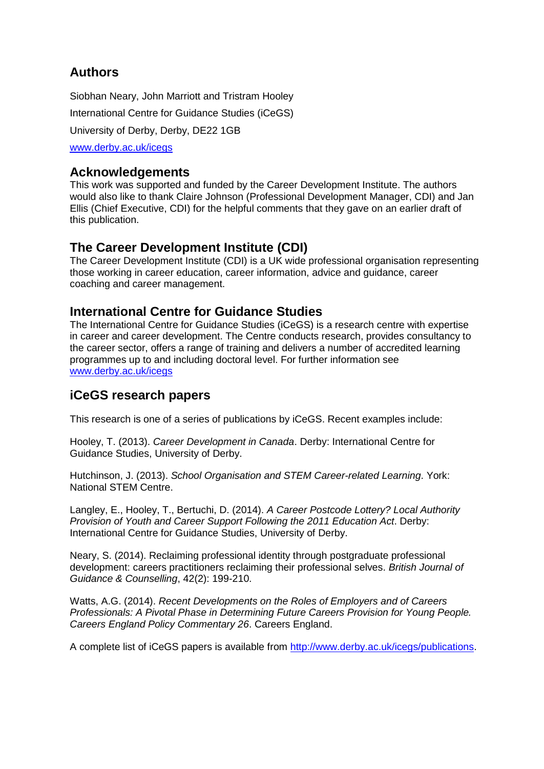## Authors

Siobhan Neary, John Marriott and Tristram Hooley

International Centre for Guidance Studies (iCeGS)

University of Derby, Derby, DE22 1GB

www.derby.ac.uk/icegs

## Acknowledgements

This work was supported and funded by the Career Development Institute. The authors would also like to thank Claire Johnson (Professional Development Manager, CDI) and Jan Ellis (Chief Executive, CDI) for the helpful comments that they gave on an earlier draft of this publication.

## The Career Development Institute (CDI)

The Career Development Institute (CDI) is a UK wide professional organisation representing those working in career education, career information, advice and guidance, career coaching and career management.

## International Centre for Guidance Studies

The International Centre for Guidance Studies (iCeGS) is a research centre with expertise in career and career development. The Centre conducts research, provides consultancy to the career sector, offers a range of training and delivers a number of accredited learning programmes up to and including doctoral level. For further information see www.derby.ac.uk/icegs

## iCeGS research papers

This research is one of a series of publications by iCeGS. Recent examples include:

Hooley, T. (2013). *Career Development in Canada*. Derby: International Centre for Guidance Studies, University of Derby.

Hutchinson, J. (2013). *School Organisation and STEM Career-related Learning*. York: National STEM Centre.

Langley, E., Hooley, T., Bertuchi, D. (2014). *A Career Postcode Lottery? Local Authority Provision of Youth and Career Support Following the 2011 Education Act*. Derby: International Centre for Guidance Studies, University of Derby.

Neary, S. (2014). Reclaiming professional identity through postgraduate professional development: careers practitioners reclaiming their professional selves. *British Journal of Guidance & Counselling*, 42(2): 199-210.

Watts, A.G. (2014). *Recent Developments on the Roles of Employers and of Careers Professionals: A Pivotal Phase in Determining Future Careers Provision for Young People. Careers England Policy Commentary 26*. Careers England.

A complete list of iCeGS papers is available from http://www.derby.ac.uk/icegs/publications.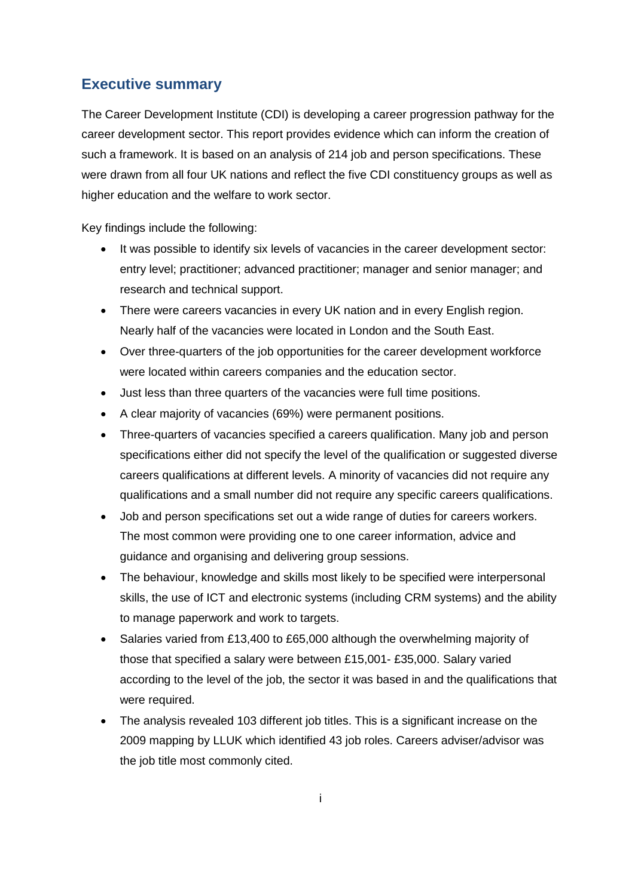## Executive summary

The Career Development Institute (CDI) is developing a career progression pathway for the career development sector. This report provides evidence which can inform the creation of such a framework. It is based on an analysis of 214 job and person specifications. These were drawn from all four UK nations and reflect the five CDI constituency groups as well as higher education and the welfare to work sector.

Key findings include the following:

- It was possible to identify six levels of vacancies in the career development sector: entry level; practitioner; advanced practitioner; manager and senior manager; and research and technical support.
- There were careers vacancies in every UK nation and in every English region. Nearly half of the vacancies were located in London and the South East.
- Over three-quarters of the job opportunities for the career development workforce were located within careers companies and the education sector.
- Just less than three quarters of the vacancies were full time positions.
- A clear majority of vacancies (69%) were permanent positions.
- Three-quarters of vacancies specified a careers qualification. Many job and person specifications either did not specify the level of the qualification or suggested diverse careers qualifications at different levels. A minority of vacancies did not require any qualifications and a small number did not require any specific careers qualifications.
- Job and person specifications set out a wide range of duties for careers workers. The most common were providing one to one career information, advice and guidance and organising and delivering group sessions.
- The behaviour, knowledge and skills most likely to be specified were interpersonal skills, the use of ICT and electronic systems (including CRM systems) and the ability to manage paperwork and work to targets.
- Salaries varied from £13,400 to £65,000 although the overwhelming majority of those that specified a salary were between £15,001- £35,000. Salary varied according to the level of the job, the sector it was based in and the qualifications that were required.
- The analysis revealed 103 different job titles. This is a significant increase on the 2009 mapping by LLUK which identified 43 job roles. Careers adviser/advisor was the job title most commonly cited.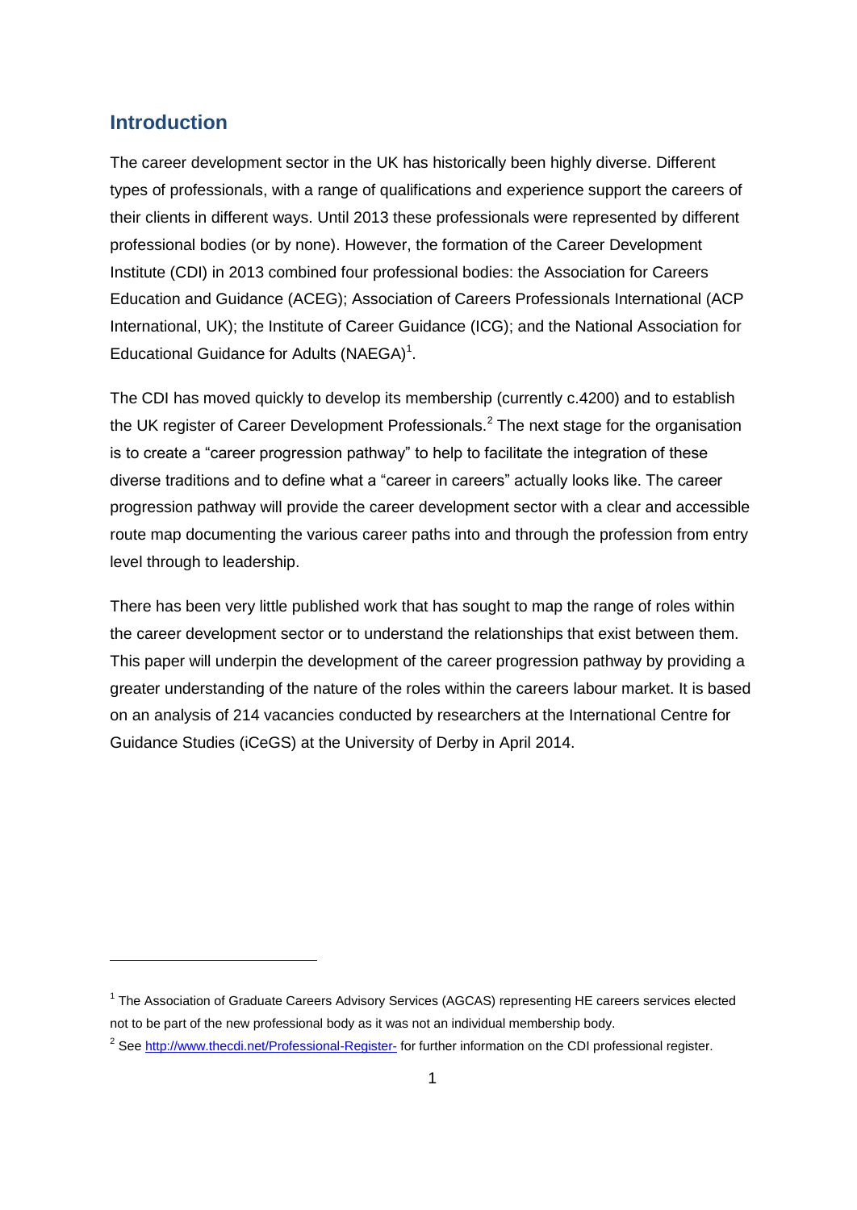## Introduction

The career development sector in the UK has historically been highly diverse. Different types of professionals, with a range of qualifications and experience support the careers of their clients in different ways. Until 2013 these professionals were represented by different professional bodies (or by none). However, the formation of the Career Development Institute (CDI) in 2013 combined four professional bodies: the Association for Careers Education and Guidance (ACEG); Association of Careers Professionals International (ACP International, UK); the Institute of Career Guidance (ICG); and the National Association for Educational Guidance for Adults (NAEGA)[1].

The CDI has moved quickly to develop its membership (currently c.4200) and to establish the UK register of Career Development Professionals.[2] The next stage for the organisation is to create a "career progression pathway" to help to facilitate the integration of these diverse traditions and to define what a "career in careers" actually looks like. The career progression pathway will provide the career development sector with a clear and accessible route map documenting the various career paths into and through the profession from entry level through to leadership.

There has been very little published work that has sought to map the range of roles within the career development sector or to understand the relationships that exist between them. This paper will underpin the development of the career progression pathway by providing a greater understanding of the nature of the roles within the careers labour market. It is based on an analysis of 214 vacancies conducted by researchers at the International Centre for Guidance Studies (iCeGS) at the University of Derby in April 2014.

---

[1] The Association of Graduate Careers Advisory Services (AGCAS) representing HE careers services elected not to be part of the new professional body as it was not an individual membership body.

[2] See http://www.thecdi.net/Professional-Register- for further information on the CDI professional register.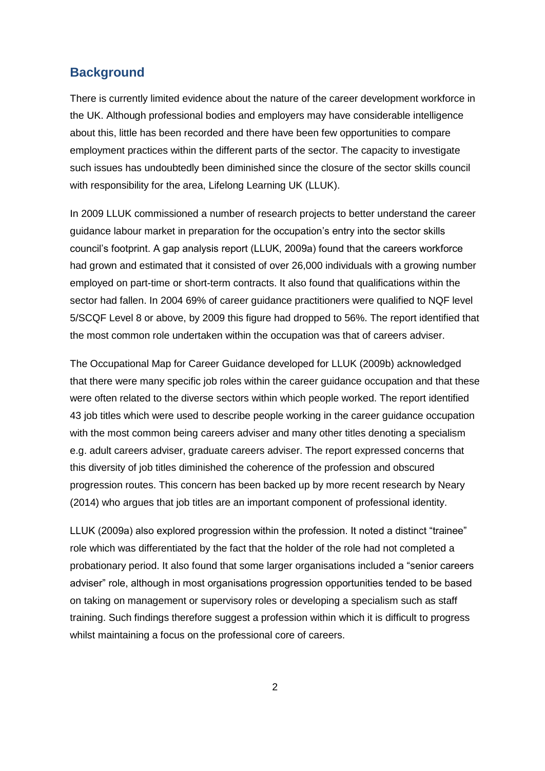## Background

There is currently limited evidence about the nature of the career development workforce in the UK. Although professional bodies and employers may have considerable intelligence about this, little has been recorded and there have been few opportunities to compare employment practices within the different parts of the sector. The capacity to investigate such issues has undoubtedly been diminished since the closure of the sector skills council with responsibility for the area, Lifelong Learning UK (LLUK).

In 2009 LLUK commissioned a number of research projects to better understand the career guidance labour market in preparation for the occupation's entry into the sector skills council's footprint. A gap analysis report (LLUK, 2009a) found that the careers workforce had grown and estimated that it consisted of over 26,000 individuals with a growing number employed on part-time or short-term contracts. It also found that qualifications within the sector had fallen. In 2004 69% of career guidance practitioners were qualified to NQF level 5/SCQF Level 8 or above, by 2009 this figure had dropped to 56%. The report identified that the most common role undertaken within the occupation was that of careers adviser.

The Occupational Map for Career Guidance developed for LLUK (2009b) acknowledged that there were many specific job roles within the career guidance occupation and that these were often related to the diverse sectors within which people worked. The report identified 43 job titles which were used to describe people working in the career guidance occupation with the most common being careers adviser and many other titles denoting a specialism e.g. adult careers adviser, graduate careers adviser. The report expressed concerns that this diversity of job titles diminished the coherence of the profession and obscured progression routes. This concern has been backed up by more recent research by Neary (2014) who argues that job titles are an important component of professional identity.

LLUK (2009a) also explored progression within the profession. It noted a distinct "trainee" role which was differentiated by the fact that the holder of the role had not completed a probationary period. It also found that some larger organisations included a "senior careers adviser" role, although in most organisations progression opportunities tended to be based on taking on management or supervisory roles or developing a specialism such as staff training. Such findings therefore suggest a profession within which it is difficult to progress whilst maintaining a focus on the professional core of careers.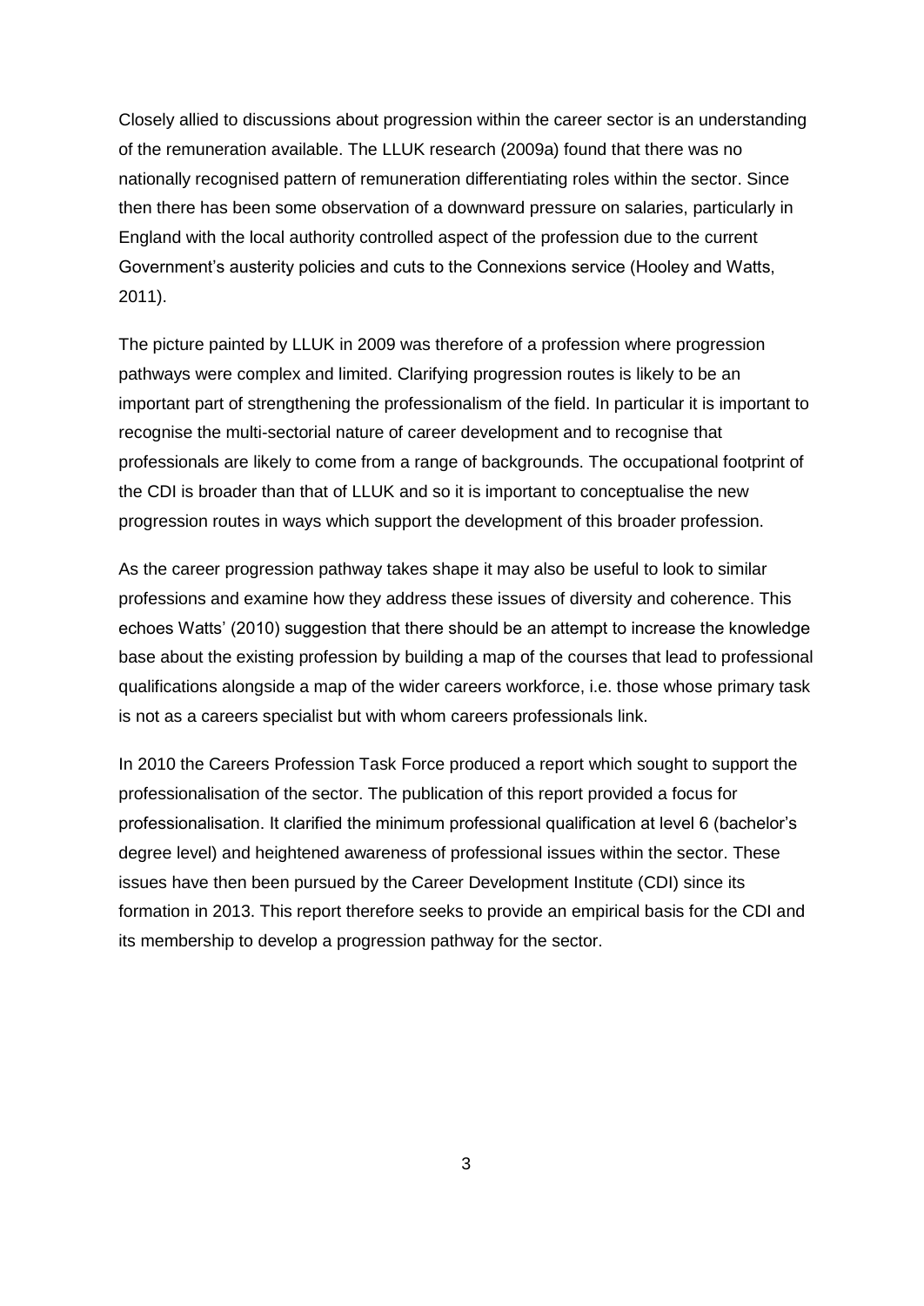Closely allied to discussions about progression within the career sector is an understanding of the remuneration available. The LLUK research (2009a) found that there was no nationally recognised pattern of remuneration differentiating roles within the sector. Since then there has been some observation of a downward pressure on salaries, particularly in England with the local authority controlled aspect of the profession due to the current Government's austerity policies and cuts to the Connexions service (Hooley and Watts, 2011).

The picture painted by LLUK in 2009 was therefore of a profession where progression pathways were complex and limited. Clarifying progression routes is likely to be an important part of strengthening the professionalism of the field. In particular it is important to recognise the multi-sectorial nature of career development and to recognise that professionals are likely to come from a range of backgrounds. The occupational footprint of the CDI is broader than that of LLUK and so it is important to conceptualise the new progression routes in ways which support the development of this broader profession.

As the career progression pathway takes shape it may also be useful to look to similar professions and examine how they address these issues of diversity and coherence. This echoes Watts' (2010) suggestion that there should be an attempt to increase the knowledge base about the existing profession by building a map of the courses that lead to professional qualifications alongside a map of the wider careers workforce, i.e. those whose primary task is not as a careers specialist but with whom careers professionals link.

In 2010 the Careers Profession Task Force produced a report which sought to support the professionalisation of the sector. The publication of this report provided a focus for professionalisation. It clarified the minimum professional qualification at level 6 (bachelor's degree level) and heightened awareness of professional issues within the sector. These issues have then been pursued by the Career Development Institute (CDI) since its formation in 2013. This report therefore seeks to provide an empirical basis for the CDI and its membership to develop a progression pathway for the sector.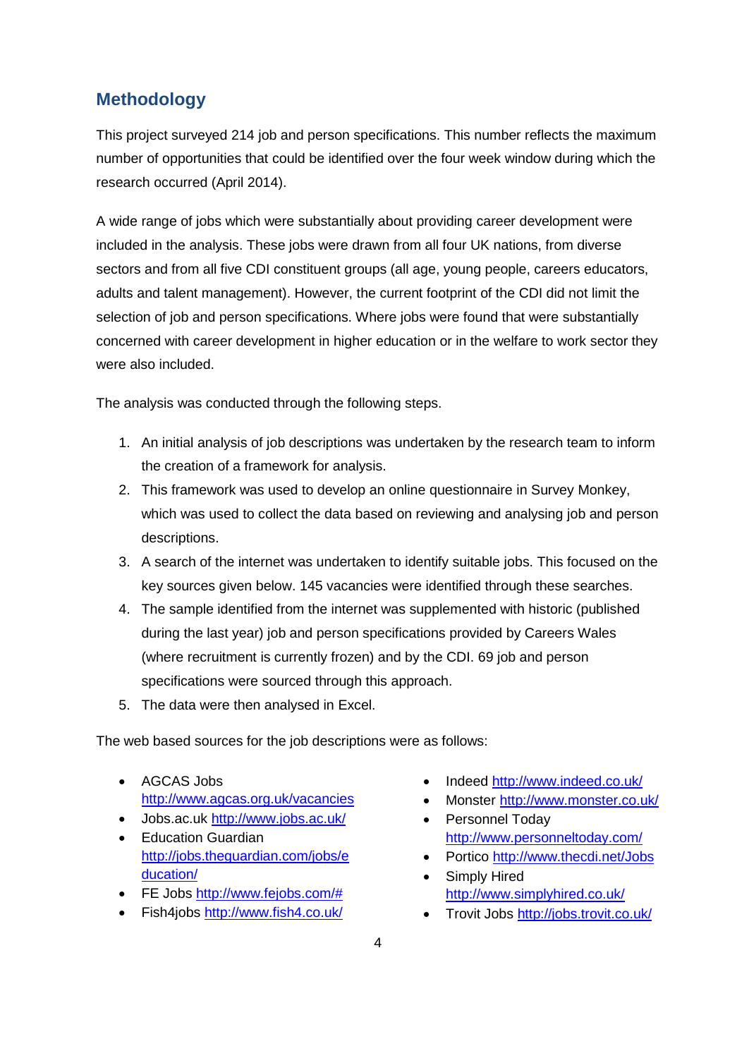## Methodology

This project surveyed 214 job and person specifications. This number reflects the maximum number of opportunities that could be identified over the four week window during which the research occurred (April 2014).

A wide range of jobs which were substantially about providing career development were included in the analysis. These jobs were drawn from all four UK nations, from diverse sectors and from all five CDI constituent groups (all age, young people, careers educators, adults and talent management). However, the current footprint of the CDI did not limit the selection of job and person specifications. Where jobs were found that were substantially concerned with career development in higher education or in the welfare to work sector they were also included.

The analysis was conducted through the following steps.

1. An initial analysis of job descriptions was undertaken by the research team to inform the creation of a framework for analysis.
2. This framework was used to develop an online questionnaire in Survey Monkey, which was used to collect the data based on reviewing and analysing job and person descriptions.
3. A search of the internet was undertaken to identify suitable jobs. This focused on the key sources given below. 145 vacancies were identified through these searches.
4. The sample identified from the internet was supplemented with historic (published during the last year) job and person specifications provided by Careers Wales (where recruitment is currently frozen) and by the CDI. 69 job and person specifications were sourced through this approach.
5. The data were then analysed in Excel.

The web based sources for the job descriptions were as follows:

- AGCAS Jobs http://www.agcas.org.uk/vacancies
- Jobs.ac.uk http://www.jobs.ac.uk/
- Education Guardian http://jobs.theguardian.com/jobs/education/
- FE Jobs http://www.fejobs.com/#
- Fish4jobs http://www.fish4.co.uk/
- Indeed http://www.indeed.co.uk/
- Monster http://www.monster.co.uk/
- Personnel Today http://www.personneltoday.com/
- Portico http://www.thecdi.net/Jobs
- Simply Hired http://www.simplyhired.co.uk/
- Trovit Jobs http://jobs.trovit.co.uk/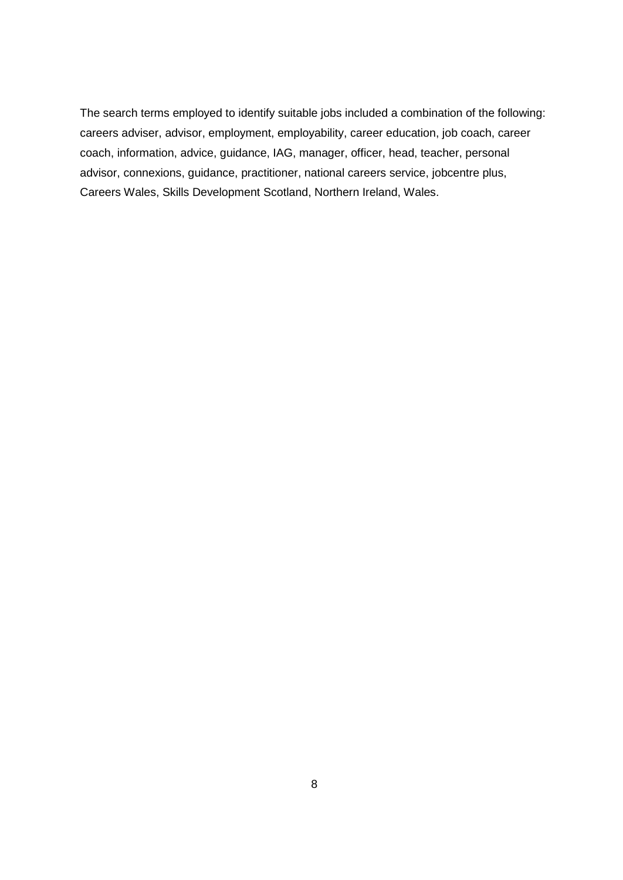The search terms employed to identify suitable jobs included a combination of the following: careers adviser, advisor, employment, employability, career education, job coach, career coach, information, advice, guidance, IAG, manager, officer, head, teacher, personal advisor, connexions, guidance, practitioner, national careers service, jobcentre plus, Careers Wales, Skills Development Scotland, Northern Ireland, Wales.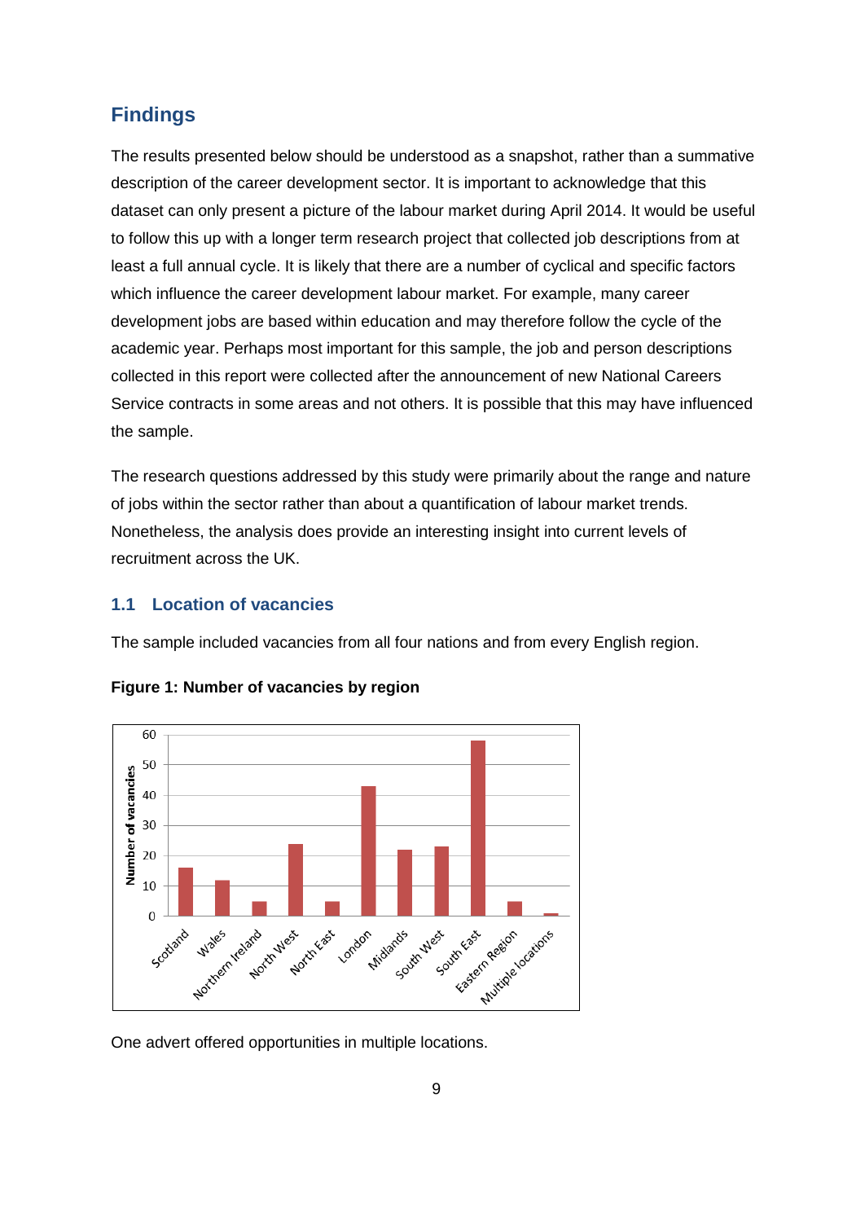## Findings

The results presented below should be understood as a snapshot, rather than a summative description of the career development sector. It is important to acknowledge that this dataset can only present a picture of the labour market during April 2014. It would be useful to follow this up with a longer term research project that collected job descriptions from at least a full annual cycle. It is likely that there are a number of cyclical and specific factors which influence the career development labour market. For example, many career development jobs are based within education and may therefore follow the cycle of the academic year. Perhaps most important for this sample, the job and person descriptions collected in this report were collected after the announcement of new National Careers Service contracts in some areas and not others. It is possible that this may have influenced the sample.

The research questions addressed by this study were primarily about the range and nature of jobs within the sector rather than about a quantification of labour market trends. Nonetheless, the analysis does provide an interesting insight into current levels of recruitment across the UK.

### 1.1 Location of vacancies

The sample included vacancies from all four nations and from every English region.

**Figure 1: Number of vacancies by region**

| Region | Number of vacancies |
| --- | --- |
| Scotland | 16 |
| Wales | 12 |
| Northern Ireland | 5 |
| North West | 24 |
| North East | 5 |
| London | 43 |
| Midlands | 22 |
| South West | 23 |
| South East | 58 |
| Eastern Region | 5 |
| Multiple locations | 1 |

One advert offered opportunities in multiple locations.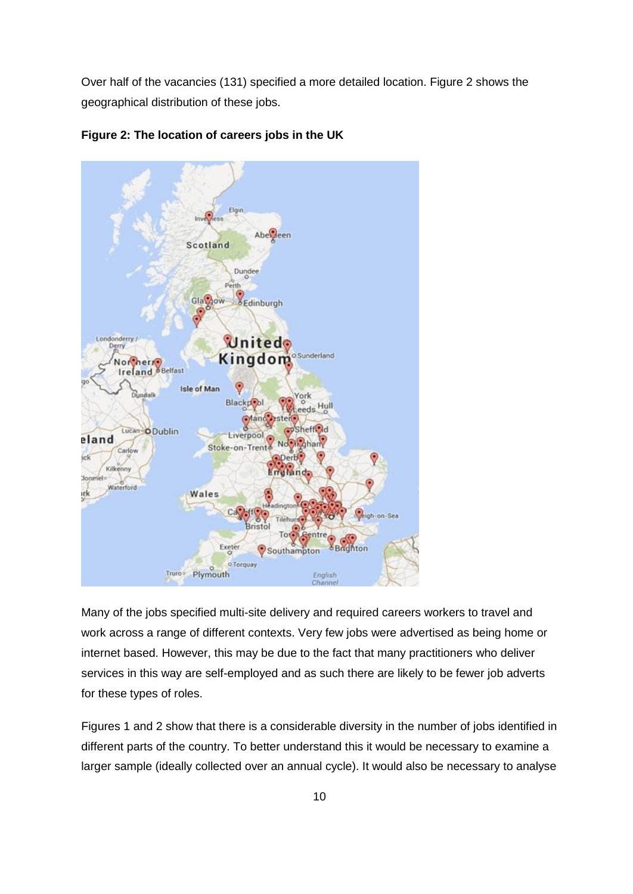Over half of the vacancies (131) specified a more detailed location. Figure 2 shows the geographical distribution of these jobs.

**Figure 2: The location of careers jobs in the UK**

Many of the jobs specified multi-site delivery and required careers workers to travel and work across a range of different contexts. Very few jobs were advertised as being home or internet based. However, this may be due to the fact that many practitioners who deliver services in this way are self-employed and as such there are likely to be fewer job adverts for these types of roles.

Figures 1 and 2 show that there is a considerable diversity in the number of jobs identified in different parts of the country. To better understand this it would be necessary to examine a larger sample (ideally collected over an annual cycle). It would also be necessary to analyse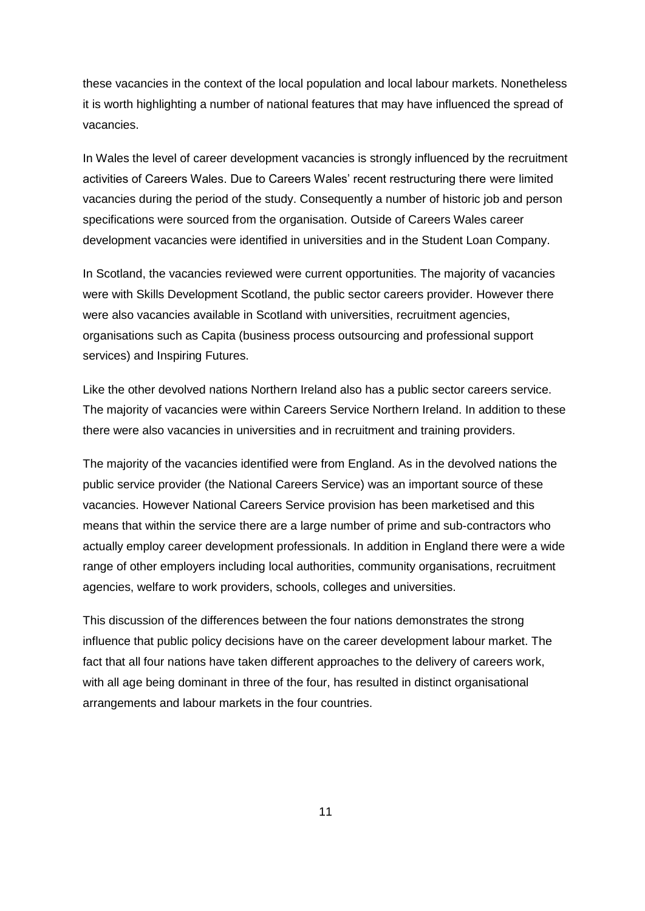these vacancies in the context of the local population and local labour markets. Nonetheless it is worth highlighting a number of national features that may have influenced the spread of vacancies.

In Wales the level of career development vacancies is strongly influenced by the recruitment activities of Careers Wales. Due to Careers Wales' recent restructuring there were limited vacancies during the period of the study. Consequently a number of historic job and person specifications were sourced from the organisation. Outside of Careers Wales career development vacancies were identified in universities and in the Student Loan Company.

In Scotland, the vacancies reviewed were current opportunities. The majority of vacancies were with Skills Development Scotland, the public sector careers provider. However there were also vacancies available in Scotland with universities, recruitment agencies, organisations such as Capita (business process outsourcing and professional support services) and Inspiring Futures.

Like the other devolved nations Northern Ireland also has a public sector careers service. The majority of vacancies were within Careers Service Northern Ireland. In addition to these there were also vacancies in universities and in recruitment and training providers.

The majority of the vacancies identified were from England. As in the devolved nations the public service provider (the National Careers Service) was an important source of these vacancies. However National Careers Service provision has been marketised and this means that within the service there are a large number of prime and sub-contractors who actually employ career development professionals. In addition in England there were a wide range of other employers including local authorities, community organisations, recruitment agencies, welfare to work providers, schools, colleges and universities.

This discussion of the differences between the four nations demonstrates the strong influence that public policy decisions have on the career development labour market. The fact that all four nations have taken different approaches to the delivery of careers work, with all age being dominant in three of the four, has resulted in distinct organisational arrangements and labour markets in the four countries.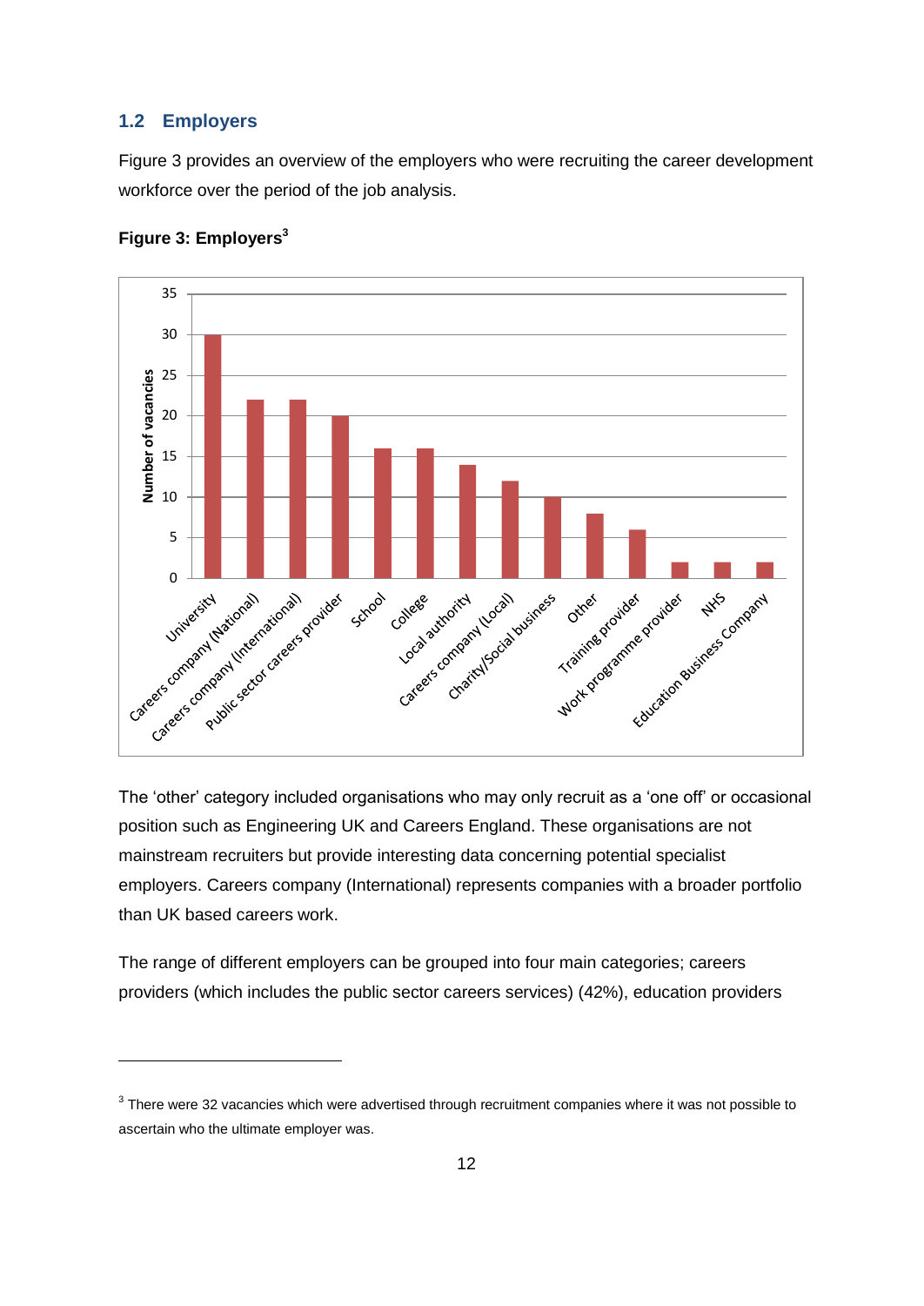## 1.2 Employers

Figure 3 provides an overview of the employers who were recruiting the career development workforce over the period of the job analysis.

**Figure 3: Employers[3]**

The 'other' category included organisations who may only recruit as a 'one off' or occasional position such as Engineering UK and Careers England. These organisations are not mainstream recruiters but provide interesting data concerning potential specialist employers. Careers company (International) represents companies with a broader portfolio than UK based careers work.

The range of different employers can be grouped into four main categories; careers providers (which includes the public sector careers services) (42%), education providers

[3] There were 32 vacancies which were advertised through recruitment companies where it was not possible to ascertain who the ultimate employer was.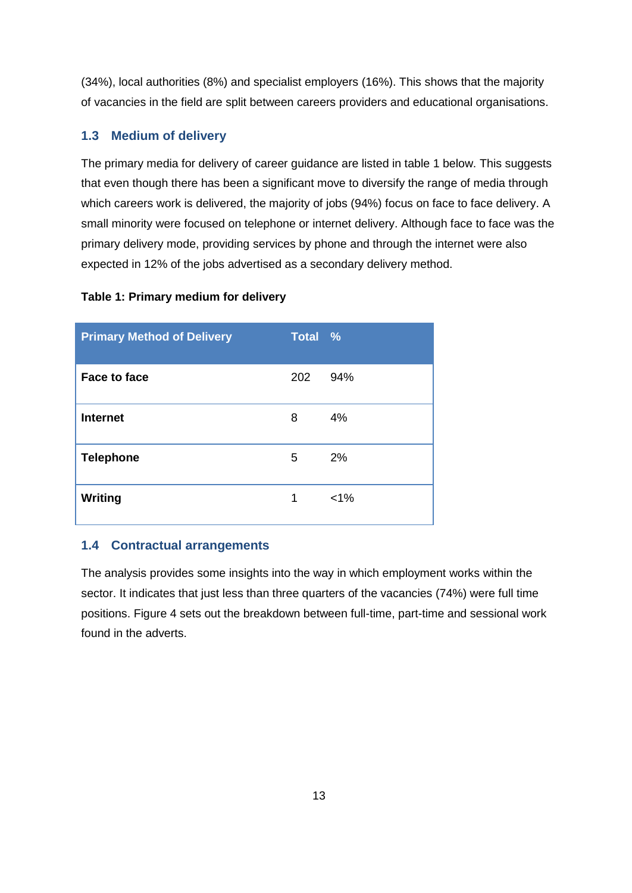(34%), local authorities (8%) and specialist employers (16%). This shows that the majority of vacancies in the field are split between careers providers and educational organisations.

### 1.3 Medium of delivery

The primary media for delivery of career guidance are listed in table 1 below. This suggests that even though there has been a significant move to diversify the range of media through which careers work is delivered, the majority of jobs (94%) focus on face to face delivery. A small minority were focused on telephone or internet delivery. Although face to face was the primary delivery mode, providing services by phone and through the internet were also expected in 12% of the jobs advertised as a secondary delivery method.

**Table 1: Primary medium for delivery**

| Primary Method of Delivery | Total | % |
|---|---|---|
| **Face to face** | 202 | 94% |
| **Internet** | 8 | 4% |
| **Telephone** | 5 | 2% |
| **Writing** | 1 | <1% |

### 1.4 Contractual arrangements

The analysis provides some insights into the way in which employment works within the sector. It indicates that just less than three quarters of the vacancies (74%) were full time positions. Figure 4 sets out the breakdown between full-time, part-time and sessional work found in the adverts.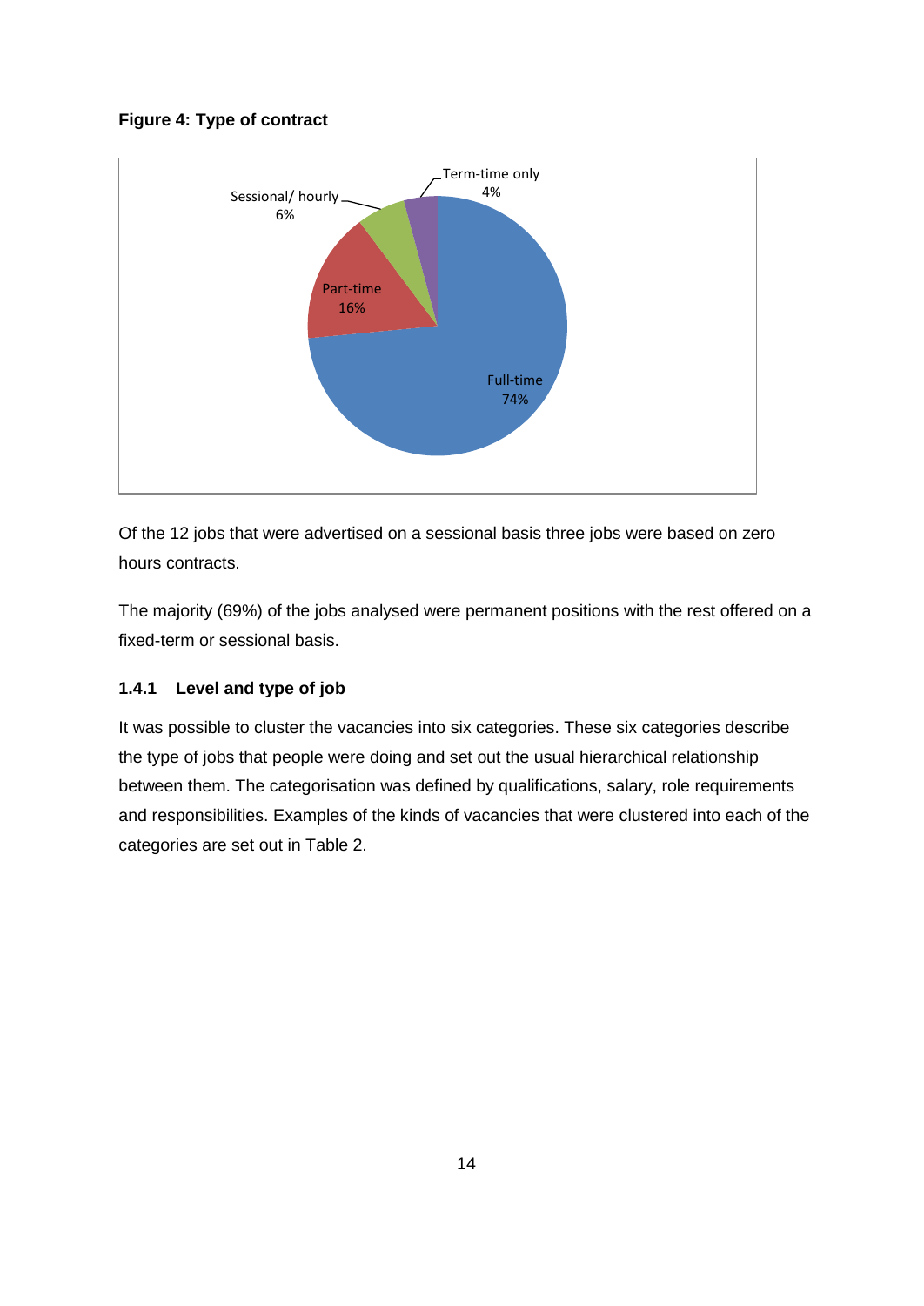**Figure 4: Type of contract**

Of the 12 jobs that were advertised on a sessional basis three jobs were based on zero hours contracts.

The majority (69%) of the jobs analysed were permanent positions with the rest offered on a fixed-term or sessional basis.

### 1.4.1 Level and type of job

It was possible to cluster the vacancies into six categories. These six categories describe the type of jobs that people were doing and set out the usual hierarchical relationship between them. The categorisation was defined by qualifications, salary, role requirements and responsibilities. Examples of the kinds of vacancies that were clustered into each of the categories are set out in Table 2.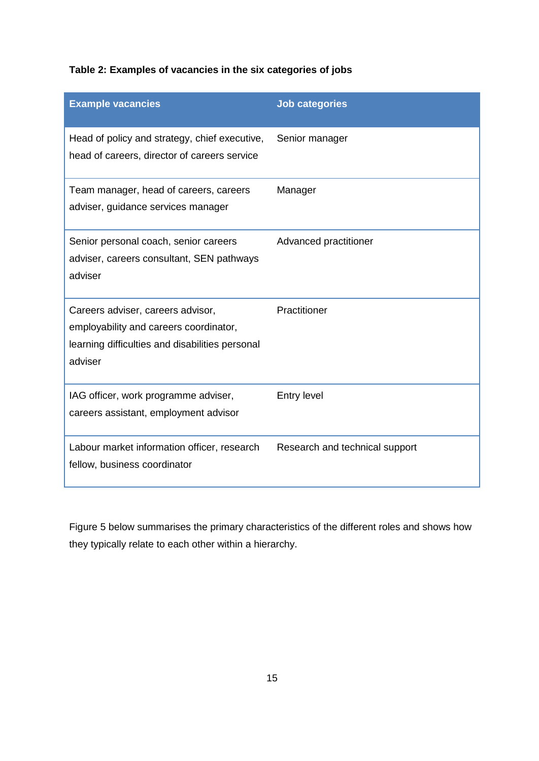**Table 2: Examples of vacancies in the six categories of jobs**

| Example vacancies | Job categories |
|---|---|
| Head of policy and strategy, chief executive, head of careers, director of careers service | Senior manager |
| Team manager, head of careers, careers adviser, guidance services manager | Manager |
| Senior personal coach, senior careers adviser, careers consultant, SEN pathways adviser | Advanced practitioner |
| Careers adviser, careers advisor, employability and careers coordinator, learning difficulties and disabilities personal adviser | Practitioner |
| IAG officer, work programme adviser, careers assistant, employment advisor | Entry level |
| Labour market information officer, research fellow, business coordinator | Research and technical support |

Figure 5 below summarises the primary characteristics of the different roles and shows how they typically relate to each other within a hierarchy.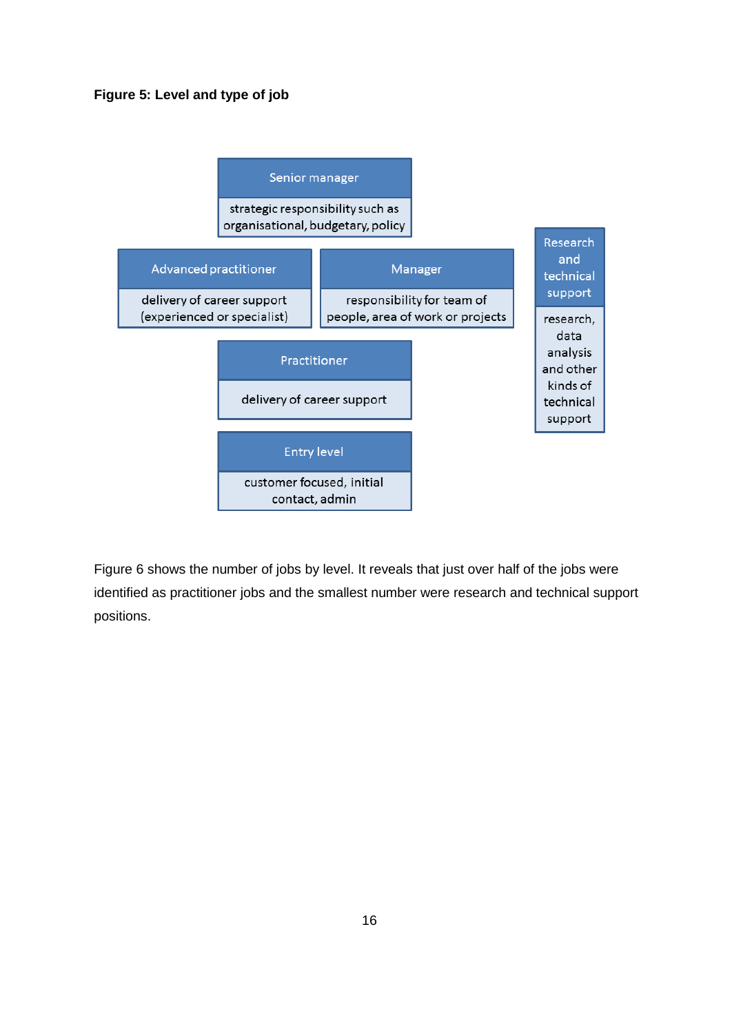**Figure 5: Level and type of job**

**Senior manager**
strategic responsibility such as organisational, budgetary, policy

**Advanced practitioner**
delivery of career support (experienced or specialist)

**Manager**
responsibility for team of people, area of work or projects

**Research and technical support**
research, data analysis and other kinds of technical support

**Practitioner**
delivery of career support

**Entry level**
customer focused, initial contact, admin

Figure 6 shows the number of jobs by level. It reveals that just over half of the jobs were identified as practitioner jobs and the smallest number were research and technical support positions.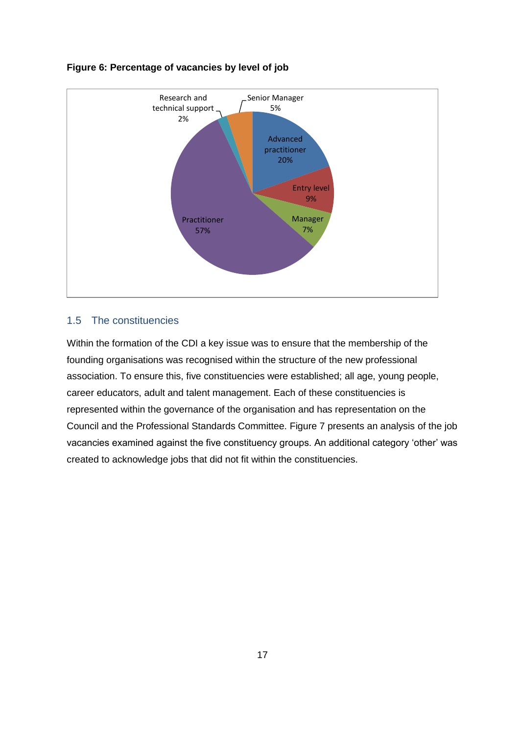**Figure 6: Percentage of vacancies by level of job**

| Level of job | Percentage |
|---|---|
| Advanced practitioner | 20% |
| Entry level | 9% |
| Manager | 7% |
| Practitioner | 57% |
| Research and technical support | 2% |
| Senior Manager | 5% |

## 1.5 The constituencies

Within the formation of the CDI a key issue was to ensure that the membership of the founding organisations was recognised within the structure of the new professional association. To ensure this, five constituencies were established; all age, young people, career educators, adult and talent management. Each of these constituencies is represented within the governance of the organisation and has representation on the Council and the Professional Standards Committee. Figure 7 presents an analysis of the job vacancies examined against the five constituency groups. An additional category 'other' was created to acknowledge jobs that did not fit within the constituencies.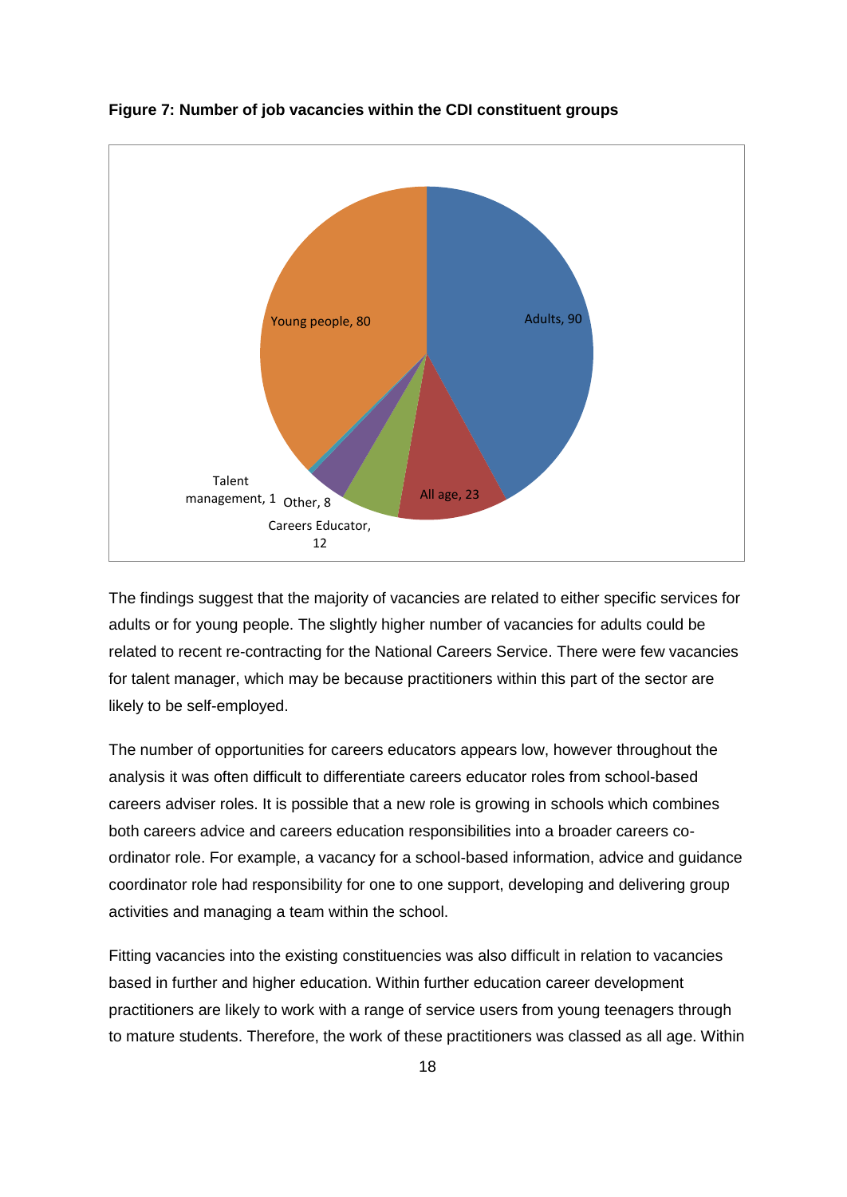**Figure 7: Number of job vacancies within the CDI constituent groups**

The findings suggest that the majority of vacancies are related to either specific services for adults or for young people. The slightly higher number of vacancies for adults could be related to recent re-contracting for the National Careers Service. There were few vacancies for talent manager, which may be because practitioners within this part of the sector are likely to be self-employed.

The number of opportunities for careers educators appears low, however throughout the analysis it was often difficult to differentiate careers educator roles from school-based careers adviser roles. It is possible that a new role is growing in schools which combines both careers advice and careers education responsibilities into a broader careers co-ordinator role. For example, a vacancy for a school-based information, advice and guidance coordinator role had responsibility for one to one support, developing and delivering group activities and managing a team within the school.

Fitting vacancies into the existing constituencies was also difficult in relation to vacancies based in further and higher education. Within further education career development practitioners are likely to work with a range of service users from young teenagers through to mature students. Therefore, the work of these practitioners was classed as all age. Within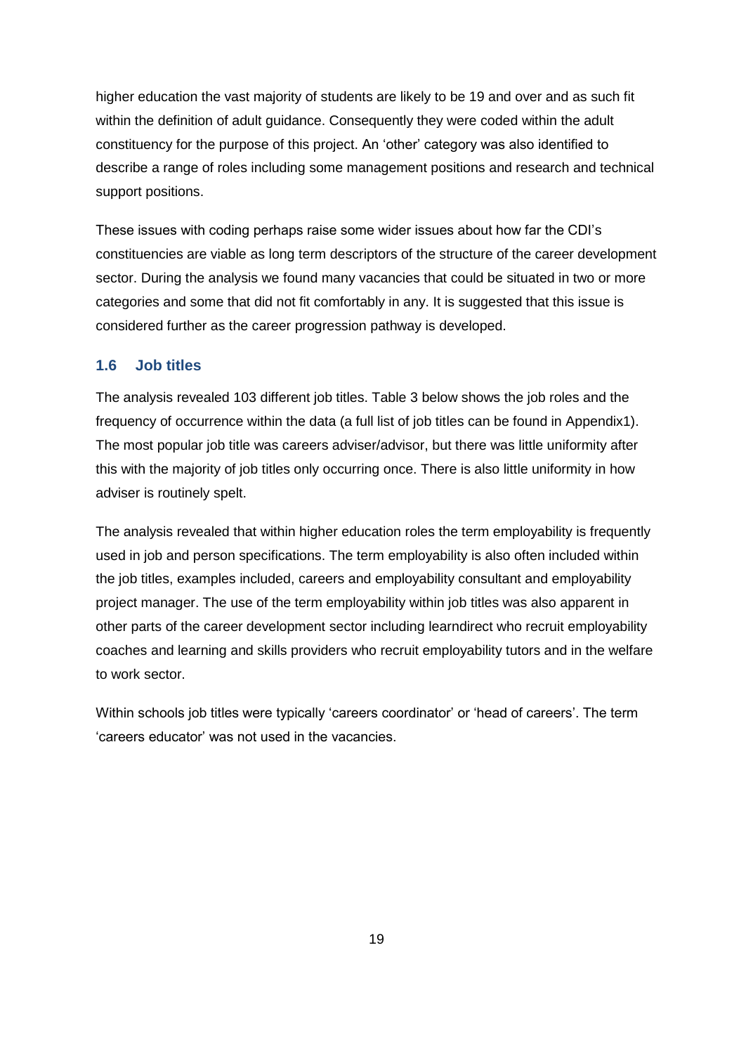higher education the vast majority of students are likely to be 19 and over and as such fit within the definition of adult guidance. Consequently they were coded within the adult constituency for the purpose of this project. An 'other' category was also identified to describe a range of roles including some management positions and research and technical support positions.

These issues with coding perhaps raise some wider issues about how far the CDI's constituencies are viable as long term descriptors of the structure of the career development sector. During the analysis we found many vacancies that could be situated in two or more categories and some that did not fit comfortably in any. It is suggested that this issue is considered further as the career progression pathway is developed.

### 1.6 Job titles

The analysis revealed 103 different job titles. Table 3 below shows the job roles and the frequency of occurrence within the data (a full list of job titles can be found in Appendix1). The most popular job title was careers adviser/advisor, but there was little uniformity after this with the majority of job titles only occurring once. There is also little uniformity in how adviser is routinely spelt.

The analysis revealed that within higher education roles the term employability is frequently used in job and person specifications. The term employability is also often included within the job titles, examples included, careers and employability consultant and employability project manager. The use of the term employability within job titles was also apparent in other parts of the career development sector including learndirect who recruit employability coaches and learning and skills providers who recruit employability tutors and in the welfare to work sector.

Within schools job titles were typically 'careers coordinator' or 'head of careers'. The term 'careers educator' was not used in the vacancies.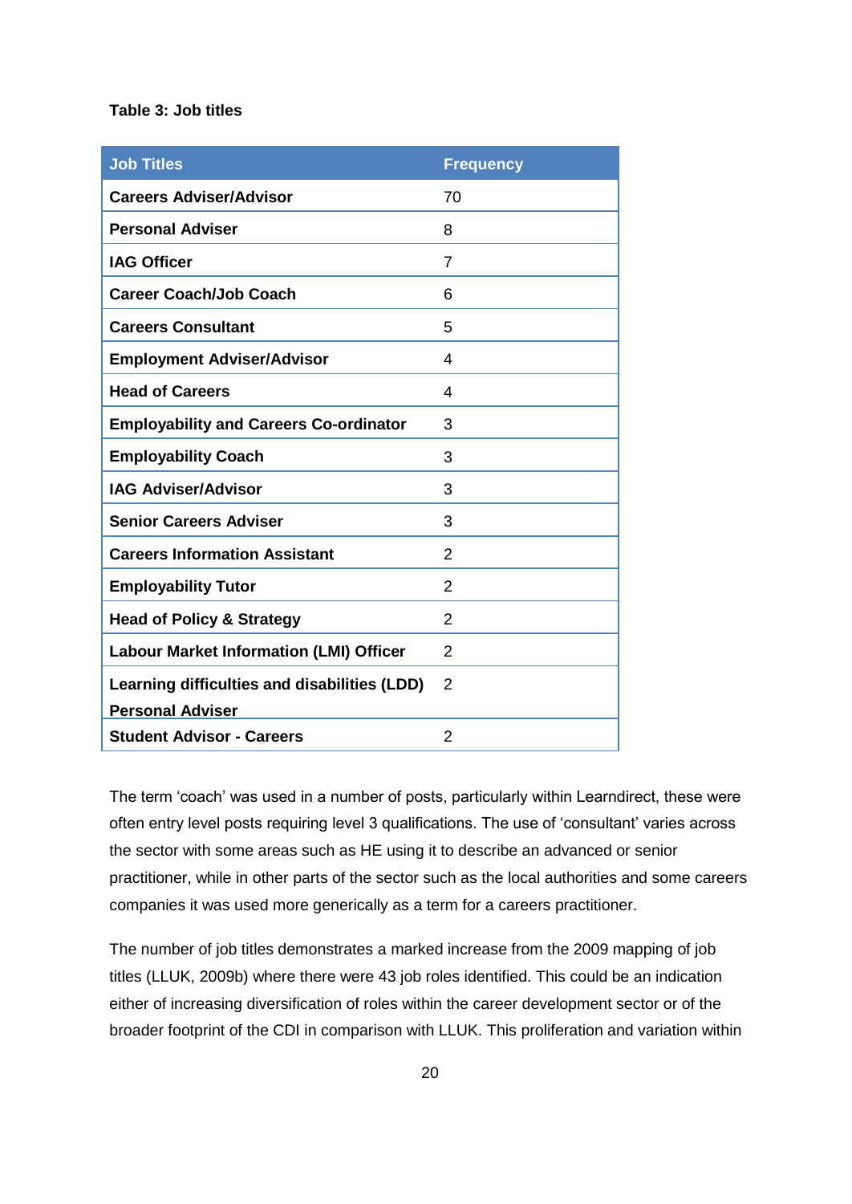**Table 3: Job titles**

| Job Titles | Frequency |
|---|---|
| **Careers Adviser/Advisor** | 70 |
| **Personal Adviser** | 8 |
| **IAG Officer** | 7 |
| **Career Coach/Job Coach** | 6 |
| **Careers Consultant** | 5 |
| **Employment Adviser/Advisor** | 4 |
| **Head of Careers** | 4 |
| **Employability and Careers Co-ordinator** | 3 |
| **Employability Coach** | 3 |
| **IAG Adviser/Advisor** | 3 |
| **Senior Careers Adviser** | 3 |
| **Careers Information Assistant** | 2 |
| **Employability Tutor** | 2 |
| **Head of Policy & Strategy** | 2 |
| **Labour Market Information (LMI) Officer** | 2 |
| **Learning difficulties and disabilities (LDD) Personal Adviser** | 2 |
| **Student Advisor - Careers** | 2 |

The term 'coach' was used in a number of posts, particularly within Learndirect, these were often entry level posts requiring level 3 qualifications. The use of 'consultant' varies across the sector with some areas such as HE using it to describe an advanced or senior practitioner, while in other parts of the sector such as the local authorities and some careers companies it was used more generically as a term for a careers practitioner.

The number of job titles demonstrates a marked increase from the 2009 mapping of job titles (LLUK, 2009b) where there were 43 job roles identified. This could be an indication either of increasing diversification of roles within the career development sector or of the broader footprint of the CDI in comparison with LLUK. This proliferation and variation within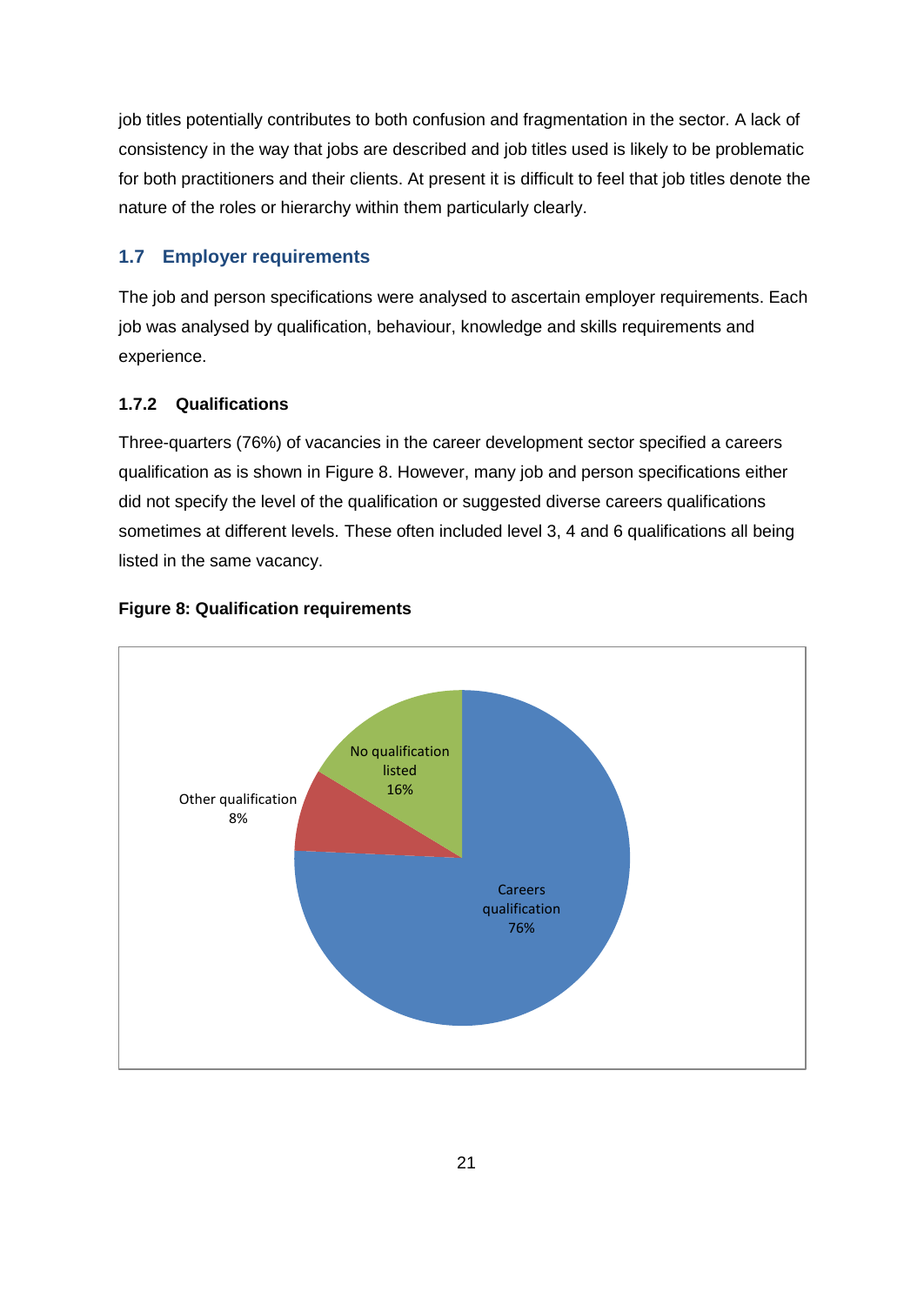job titles potentially contributes to both confusion and fragmentation in the sector. A lack of consistency in the way that jobs are described and job titles used is likely to be problematic for both practitioners and their clients. At present it is difficult to feel that job titles denote the nature of the roles or hierarchy within them particularly clearly.

## 1.7 Employer requirements

The job and person specifications were analysed to ascertain employer requirements. Each job was analysed by qualification, behaviour, knowledge and skills requirements and experience.

### 1.7.2 Qualifications

Three-quarters (76%) of vacancies in the career development sector specified a careers qualification as is shown in Figure 8. However, many job and person specifications either did not specify the level of the qualification or suggested diverse careers qualifications sometimes at different levels. These often included level 3, 4 and 6 qualifications all being listed in the same vacancy.

**Figure 8: Qualification requirements**

No qualification listed 16%

Other qualification 8%

Careers qualification 76%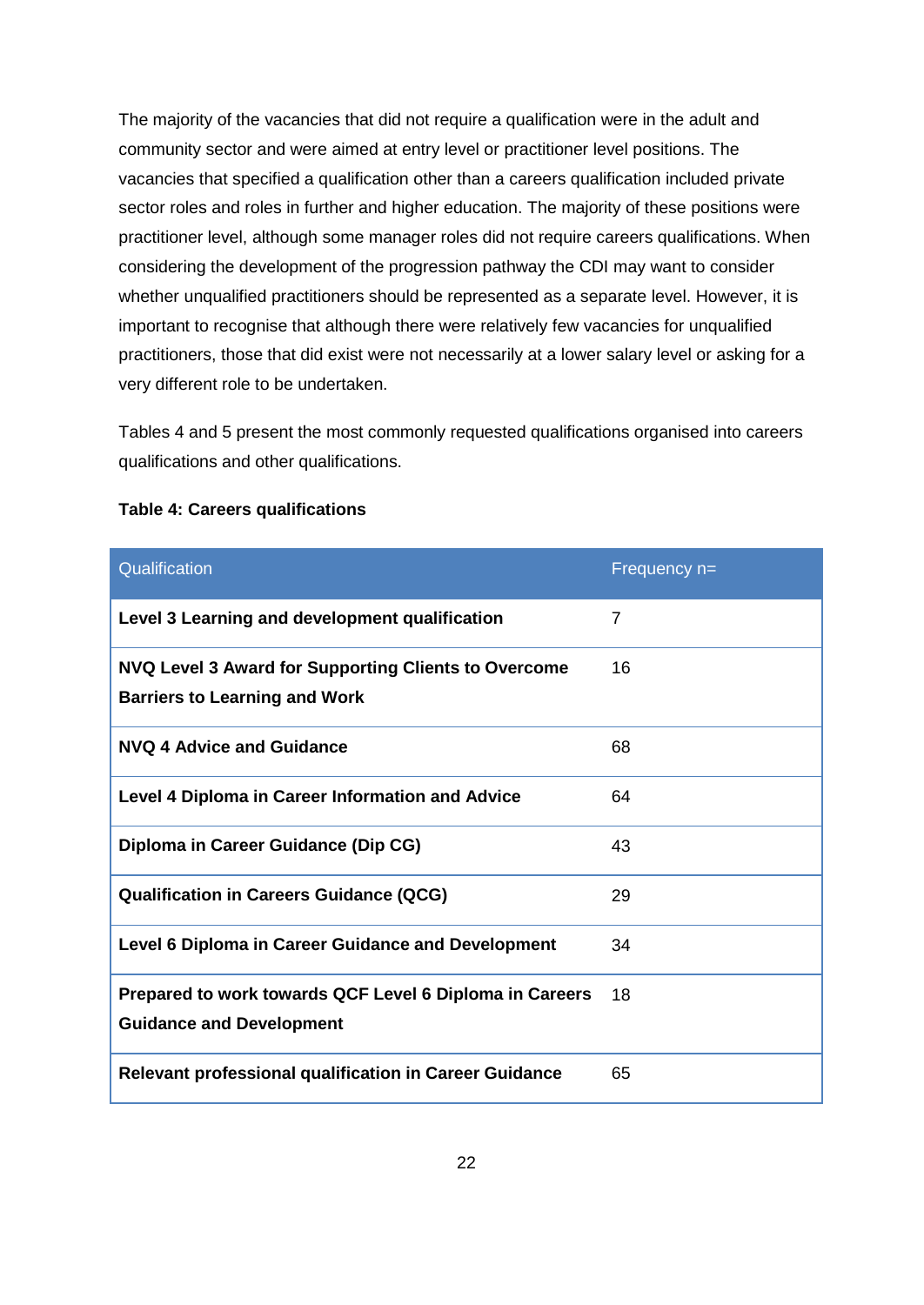The majority of the vacancies that did not require a qualification were in the adult and community sector and were aimed at entry level or practitioner level positions. The vacancies that specified a qualification other than a careers qualification included private sector roles and roles in further and higher education. The majority of these positions were practitioner level, although some manager roles did not require careers qualifications. When considering the development of the progression pathway the CDI may want to consider whether unqualified practitioners should be represented as a separate level. However, it is important to recognise that although there were relatively few vacancies for unqualified practitioners, those that did exist were not necessarily at a lower salary level or asking for a very different role to be undertaken.

Tables 4 and 5 present the most commonly requested qualifications organised into careers qualifications and other qualifications.

**Table 4: Careers qualifications**

| Qualification | Frequency n= |
| --- | --- |
| **Level 3 Learning and development qualification** | 7 |
| **NVQ Level 3 Award for Supporting Clients to Overcome Barriers to Learning and Work** | 16 |
| **NVQ 4 Advice and Guidance** | 68 |
| **Level 4 Diploma in Career Information and Advice** | 64 |
| **Diploma in Career Guidance (Dip CG)** | 43 |
| **Qualification in Careers Guidance (QCG)** | 29 |
| **Level 6 Diploma in Career Guidance and Development** | 34 |
| **Prepared to work towards QCF Level 6 Diploma in Careers Guidance and Development** | 18 |
| **Relevant professional qualification in Career Guidance** | 65 |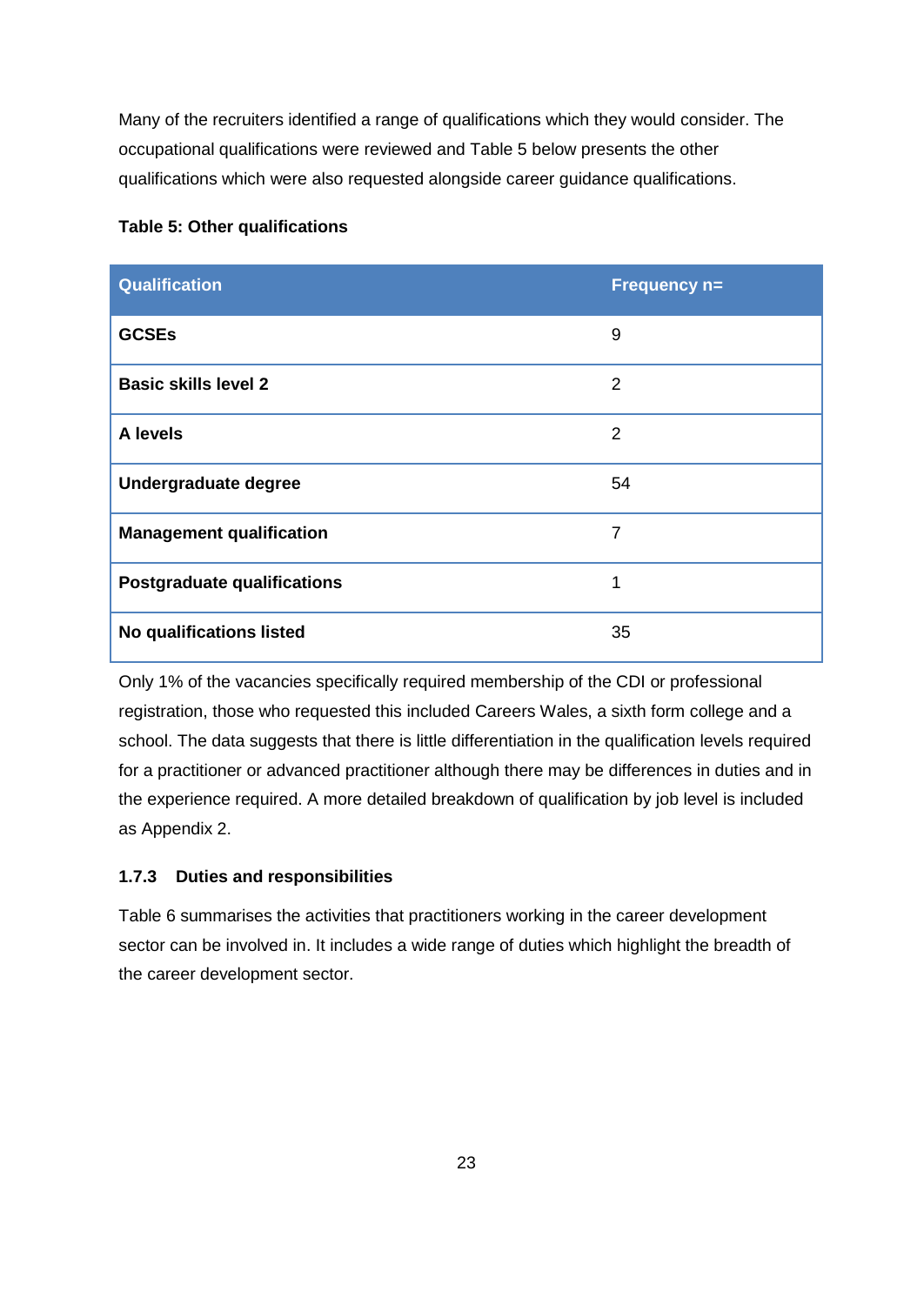Many of the recruiters identified a range of qualifications which they would consider. The occupational qualifications were reviewed and Table 5 below presents the other qualifications which were also requested alongside career guidance qualifications.

**Table 5: Other qualifications**

| Qualification | Frequency n= |
|---|---|
| **GCSEs** | 9 |
| **Basic skills level 2** | 2 |
| **A levels** | 2 |
| **Undergraduate degree** | 54 |
| **Management qualification** | 7 |
| **Postgraduate qualifications** | 1 |
| **No qualifications listed** | 35 |

Only 1% of the vacancies specifically required membership of the CDI or professional registration, those who requested this included Careers Wales, a sixth form college and a school. The data suggests that there is little differentiation in the qualification levels required for a practitioner or advanced practitioner although there may be differences in duties and in the experience required. A more detailed breakdown of qualification by job level is included as Appendix 2.

### 1.7.3 Duties and responsibilities

Table 6 summarises the activities that practitioners working in the career development sector can be involved in. It includes a wide range of duties which highlight the breadth of the career development sector.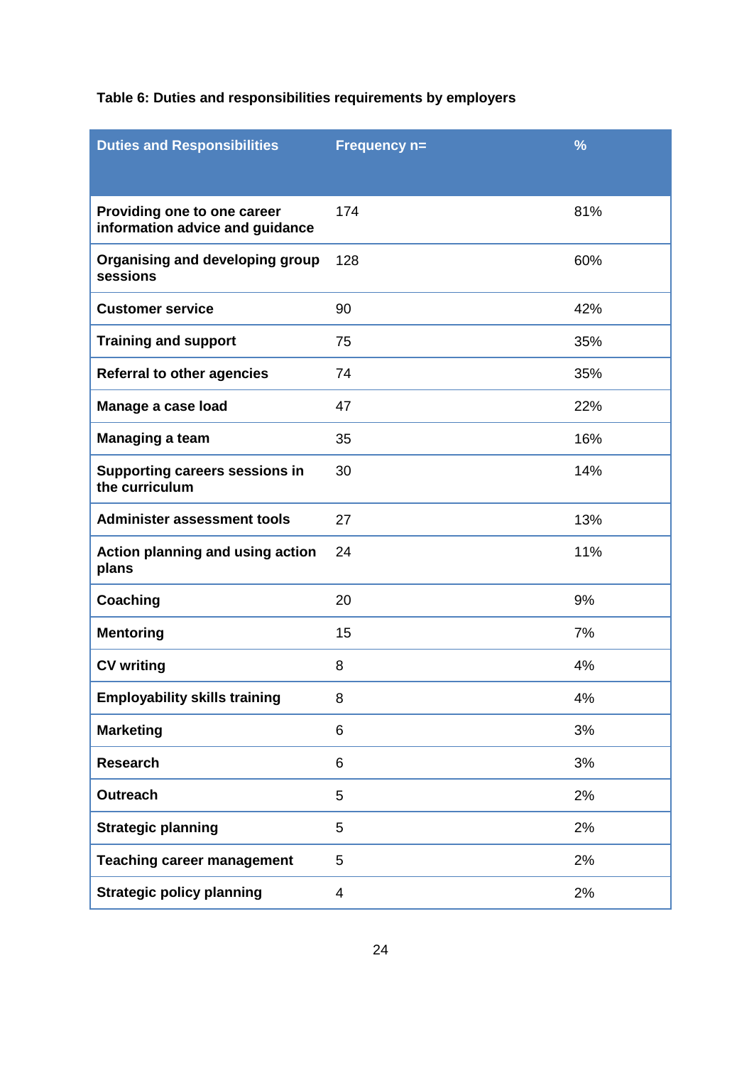**Table 6: Duties and responsibilities requirements by employers**

| Duties and Responsibilities | Frequency n= | % |
|---|---|---|
| **Providing one to one career information advice and guidance** | 174 | 81% |
| **Organising and developing group sessions** | 128 | 60% |
| **Customer service** | 90 | 42% |
| **Training and support** | 75 | 35% |
| **Referral to other agencies** | 74 | 35% |
| **Manage a case load** | 47 | 22% |
| **Managing a team** | 35 | 16% |
| **Supporting careers sessions in the curriculum** | 30 | 14% |
| **Administer assessment tools** | 27 | 13% |
| **Action planning and using action plans** | 24 | 11% |
| **Coaching** | 20 | 9% |
| **Mentoring** | 15 | 7% |
| **CV writing** | 8 | 4% |
| **Employability skills training** | 8 | 4% |
| **Marketing** | 6 | 3% |
| **Research** | 6 | 3% |
| **Outreach** | 5 | 2% |
| **Strategic planning** | 5 | 2% |
| **Teaching career management** | 5 | 2% |
| **Strategic policy planning** | 4 | 2% |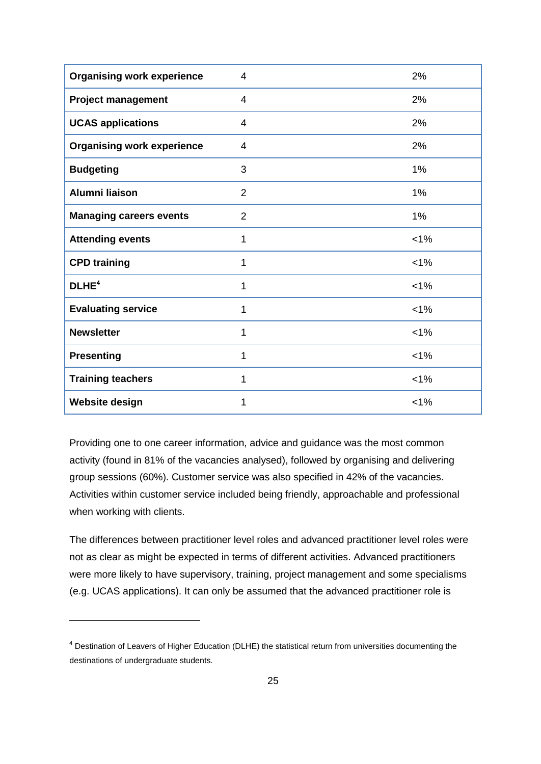| | | |
|---|---|---|
| **Organising work experience** | 4 | 2% |
| **Project management** | 4 | 2% |
| **UCAS applications** | 4 | 2% |
| **Organising work experience** | 4 | 2% |
| **Budgeting** | 3 | 1% |
| **Alumni liaison** | 2 | 1% |
| **Managing careers events** | 2 | 1% |
| **Attending events** | 1 | <1% |
| **CPD training** | 1 | <1% |
| **DLHE**[4] | 1 | <1% |
| **Evaluating service** | 1 | <1% |
| **Newsletter** | 1 | <1% |
| **Presenting** | 1 | <1% |
| **Training teachers** | 1 | <1% |
| **Website design** | 1 | <1% |

Providing one to one career information, advice and guidance was the most common activity (found in 81% of the vacancies analysed), followed by organising and delivering group sessions (60%). Customer service was also specified in 42% of the vacancies. Activities within customer service included being friendly, approachable and professional when working with clients.

The differences between practitioner level roles and advanced practitioner level roles were not as clear as might be expected in terms of different activities. Advanced practitioners were more likely to have supervisory, training, project management and some specialisms (e.g. UCAS applications). It can only be assumed that the advanced practitioner role is

---

[4] Destination of Leavers of Higher Education (DLHE) the statistical return from universities documenting the destinations of undergraduate students.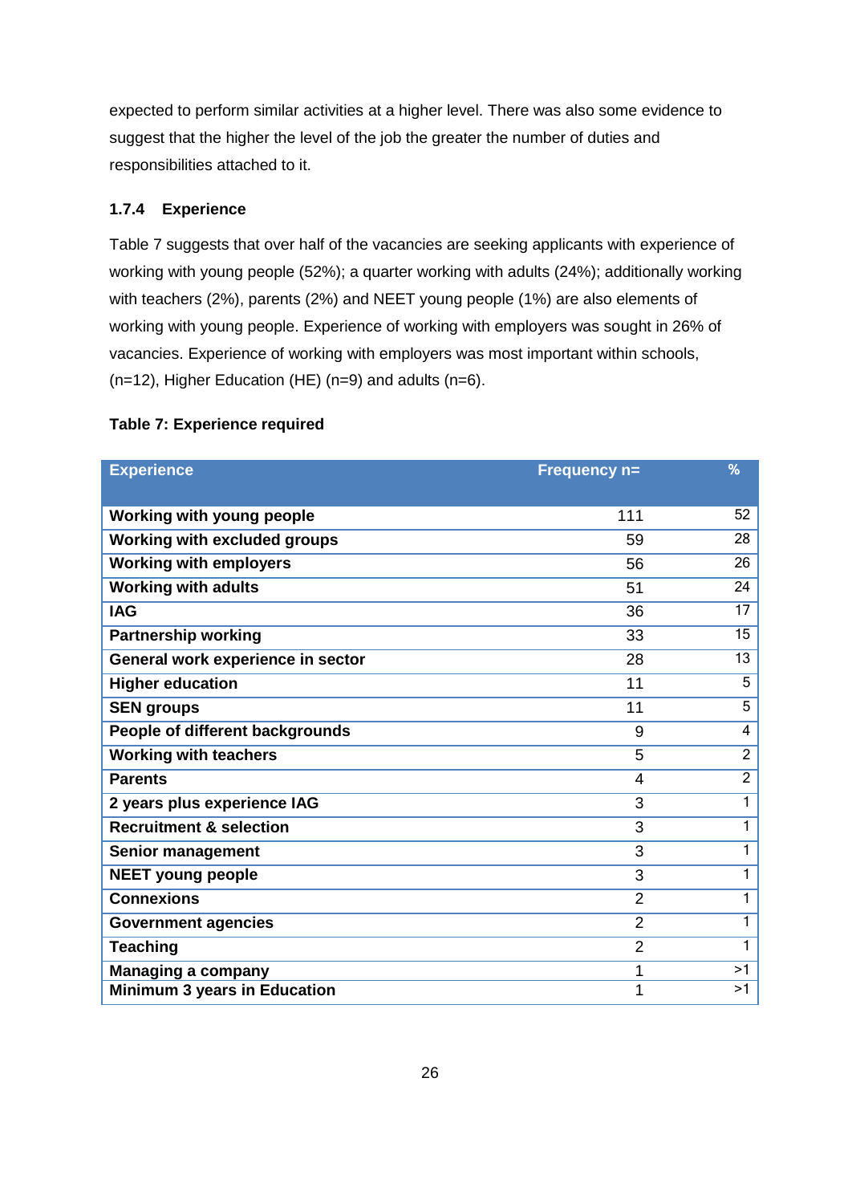expected to perform similar activities at a higher level. There was also some evidence to suggest that the higher the level of the job the greater the number of duties and responsibilities attached to it.

### 1.7.4 Experience

Table 7 suggests that over half of the vacancies are seeking applicants with experience of working with young people (52%); a quarter working with adults (24%); additionally working with teachers (2%), parents (2%) and NEET young people (1%) are also elements of working with young people. Experience of working with employers was sought in 26% of vacancies. Experience of working with employers was most important within schools, (n=12), Higher Education (HE) (n=9) and adults (n=6).

**Table 7: Experience required**

| Experience | Frequency n= | % |
|---|---|---|
| **Working with young people** | 111 | 52 |
| **Working with excluded groups** | 59 | 28 |
| **Working with employers** | 56 | 26 |
| **Working with adults** | 51 | 24 |
| **IAG** | 36 | 17 |
| **Partnership working** | 33 | 15 |
| **General work experience in sector** | 28 | 13 |
| **Higher education** | 11 | 5 |
| **SEN groups** | 11 | 5 |
| **People of different backgrounds** | 9 | 4 |
| **Working with teachers** | 5 | 2 |
| **Parents** | 4 | 2 |
| **2 years plus experience IAG** | 3 | 1 |
| **Recruitment & selection** | 3 | 1 |
| **Senior management** | 3 | 1 |
| **NEET young people** | 3 | 1 |
| **Connexions** | 2 | 1 |
| **Government agencies** | 2 | 1 |
| **Teaching** | 2 | 1 |
| **Managing a company** | 1 | >1 |
| **Minimum 3 years in Education** | 1 | >1 |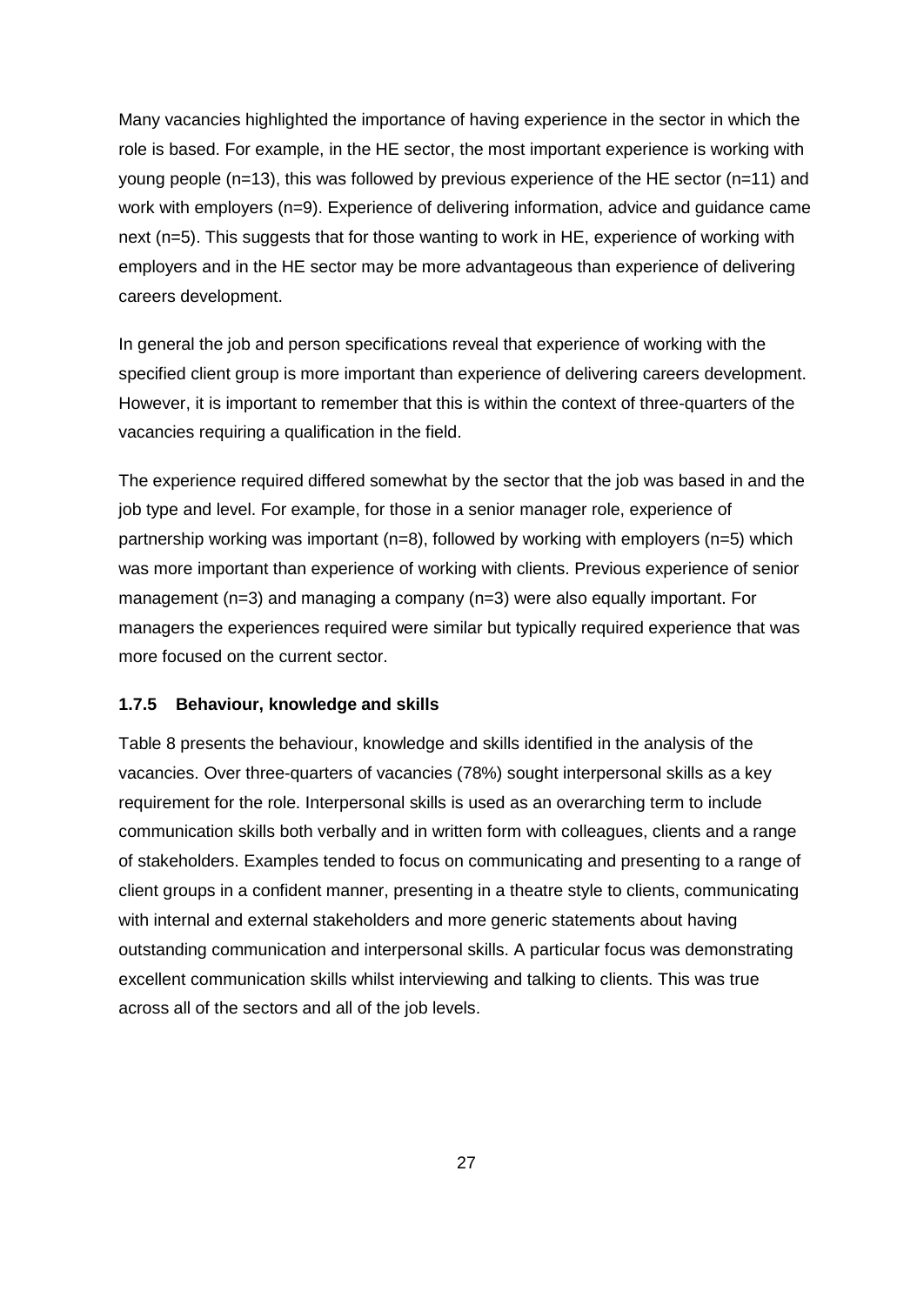Many vacancies highlighted the importance of having experience in the sector in which the role is based. For example, in the HE sector, the most important experience is working with young people (n=13), this was followed by previous experience of the HE sector (n=11) and work with employers (n=9). Experience of delivering information, advice and guidance came next (n=5). This suggests that for those wanting to work in HE, experience of working with employers and in the HE sector may be more advantageous than experience of delivering careers development.

In general the job and person specifications reveal that experience of working with the specified client group is more important than experience of delivering careers development. However, it is important to remember that this is within the context of three-quarters of the vacancies requiring a qualification in the field.

The experience required differed somewhat by the sector that the job was based in and the job type and level. For example, for those in a senior manager role, experience of partnership working was important (n=8), followed by working with employers (n=5) which was more important than experience of working with clients. Previous experience of senior management (n=3) and managing a company (n=3) were also equally important. For managers the experiences required were similar but typically required experience that was more focused on the current sector.

### 1.7.5 Behaviour, knowledge and skills

Table 8 presents the behaviour, knowledge and skills identified in the analysis of the vacancies. Over three-quarters of vacancies (78%) sought interpersonal skills as a key requirement for the role. Interpersonal skills is used as an overarching term to include communication skills both verbally and in written form with colleagues, clients and a range of stakeholders. Examples tended to focus on communicating and presenting to a range of client groups in a confident manner, presenting in a theatre style to clients, communicating with internal and external stakeholders and more generic statements about having outstanding communication and interpersonal skills. A particular focus was demonstrating excellent communication skills whilst interviewing and talking to clients. This was true across all of the sectors and all of the job levels.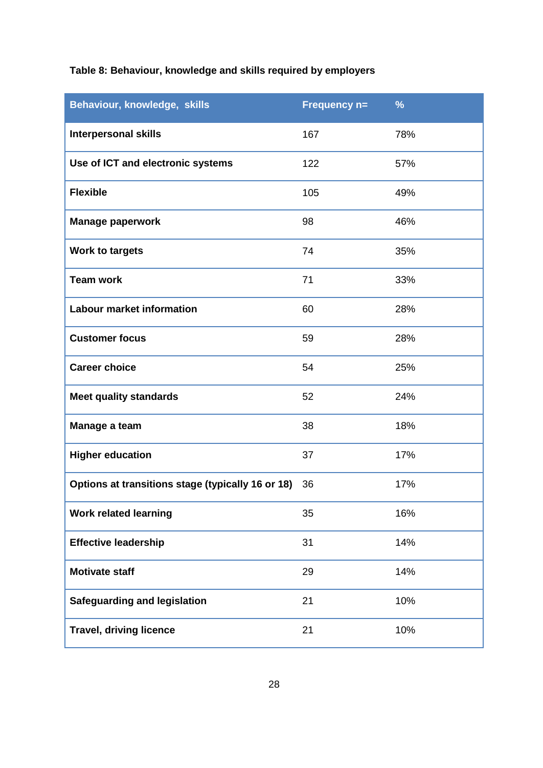**Table 8: Behaviour, knowledge and skills required by employers**

| Behaviour, knowledge, skills | Frequency n= | % |
|---|---|---|
| **Interpersonal skills** | 167 | 78% |
| **Use of ICT and electronic systems** | 122 | 57% |
| **Flexible** | 105 | 49% |
| **Manage paperwork** | 98 | 46% |
| **Work to targets** | 74 | 35% |
| **Team work** | 71 | 33% |
| **Labour market information** | 60 | 28% |
| **Customer focus** | 59 | 28% |
| **Career choice** | 54 | 25% |
| **Meet quality standards** | 52 | 24% |
| **Manage a team** | 38 | 18% |
| **Higher education** | 37 | 17% |
| **Options at transitions stage (typically 16 or 18)** | 36 | 17% |
| **Work related learning** | 35 | 16% |
| **Effective leadership** | 31 | 14% |
| **Motivate staff** | 29 | 14% |
| **Safeguarding and legislation** | 21 | 10% |
| **Travel, driving licence** | 21 | 10% |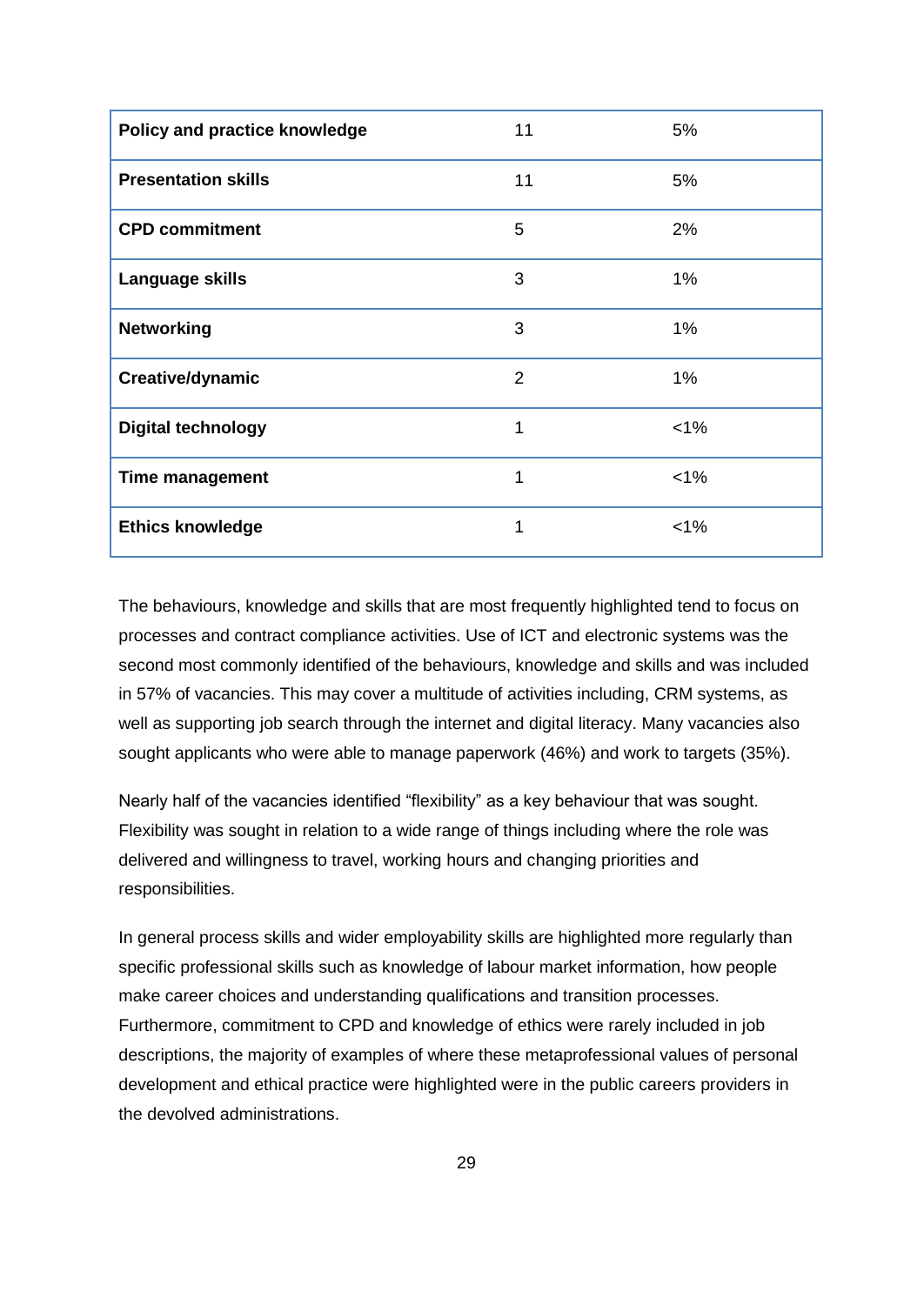| Policy and practice knowledge | 11 | 5% |
|---|---|---|
| **Presentation skills** | 11 | 5% |
| **CPD commitment** | 5 | 2% |
| **Language skills** | 3 | 1% |
| **Networking** | 3 | 1% |
| **Creative/dynamic** | 2 | 1% |
| **Digital technology** | 1 | <1% |
| **Time management** | 1 | <1% |
| **Ethics knowledge** | 1 | <1% |

The behaviours, knowledge and skills that are most frequently highlighted tend to focus on processes and contract compliance activities. Use of ICT and electronic systems was the second most commonly identified of the behaviours, knowledge and skills and was included in 57% of vacancies. This may cover a multitude of activities including, CRM systems, as well as supporting job search through the internet and digital literacy. Many vacancies also sought applicants who were able to manage paperwork (46%) and work to targets (35%).

Nearly half of the vacancies identified "flexibility" as a key behaviour that was sought. Flexibility was sought in relation to a wide range of things including where the role was delivered and willingness to travel, working hours and changing priorities and responsibilities.

In general process skills and wider employability skills are highlighted more regularly than specific professional skills such as knowledge of labour market information, how people make career choices and understanding qualifications and transition processes. Furthermore, commitment to CPD and knowledge of ethics were rarely included in job descriptions, the majority of examples of where these metaprofessional values of personal development and ethical practice were highlighted were in the public careers providers in the devolved administrations.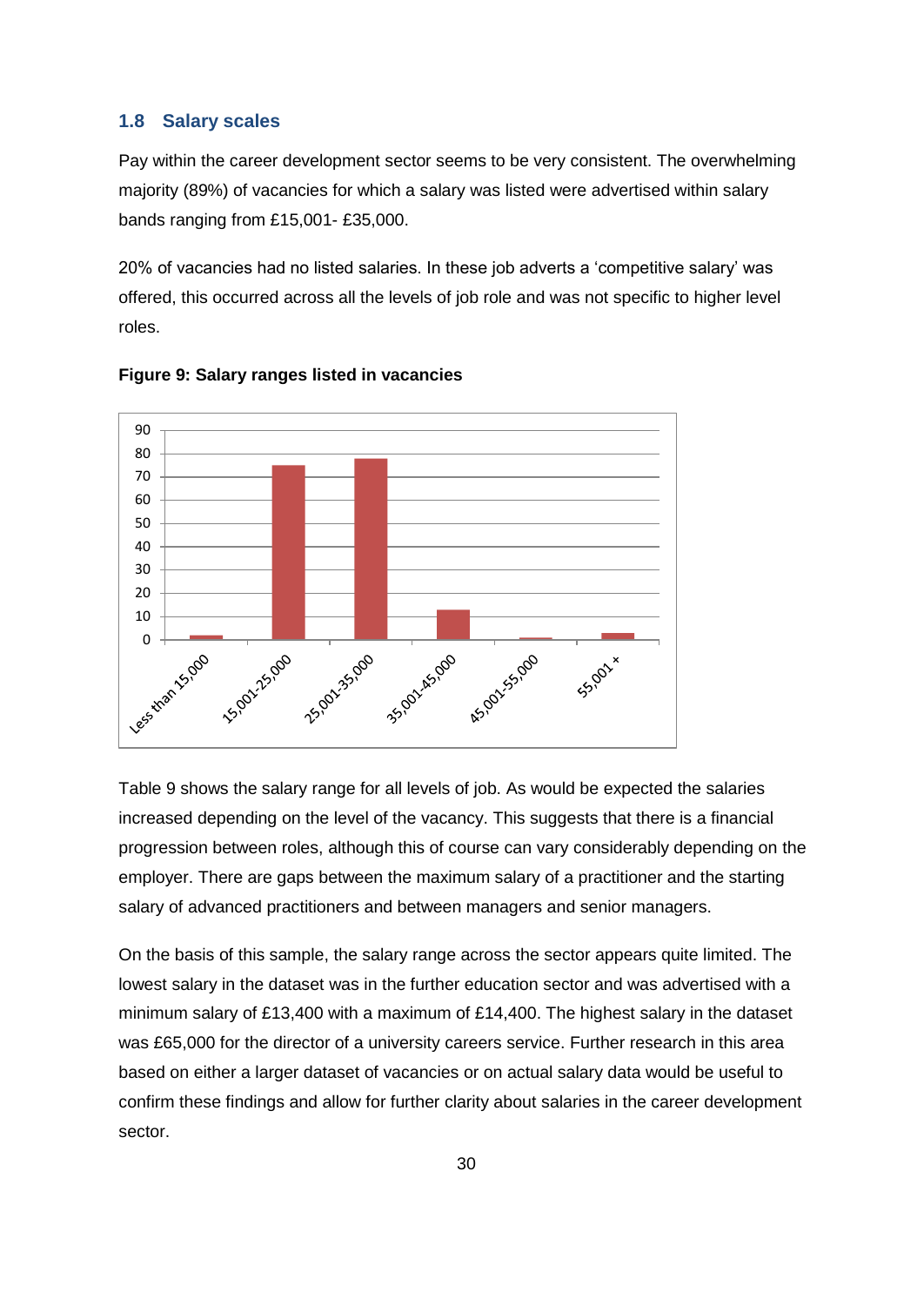## 1.8 Salary scales

Pay within the career development sector seems to be very consistent. The overwhelming majority (89%) of vacancies for which a salary was listed were advertised within salary bands ranging from £15,001- £35,000.

20% of vacancies had no listed salaries. In these job adverts a 'competitive salary' was offered, this occurred across all the levels of job role and was not specific to higher level roles.

**Figure 9: Salary ranges listed in vacancies**

Table 9 shows the salary range for all levels of job. As would be expected the salaries increased depending on the level of the vacancy. This suggests that there is a financial progression between roles, although this of course can vary considerably depending on the employer. There are gaps between the maximum salary of a practitioner and the starting salary of advanced practitioners and between managers and senior managers.

On the basis of this sample, the salary range across the sector appears quite limited. The lowest salary in the dataset was in the further education sector and was advertised with a minimum salary of £13,400 with a maximum of £14,400. The highest salary in the dataset was £65,000 for the director of a university careers service. Further research in this area based on either a larger dataset of vacancies or on actual salary data would be useful to confirm these findings and allow for further clarity about salaries in the career development sector.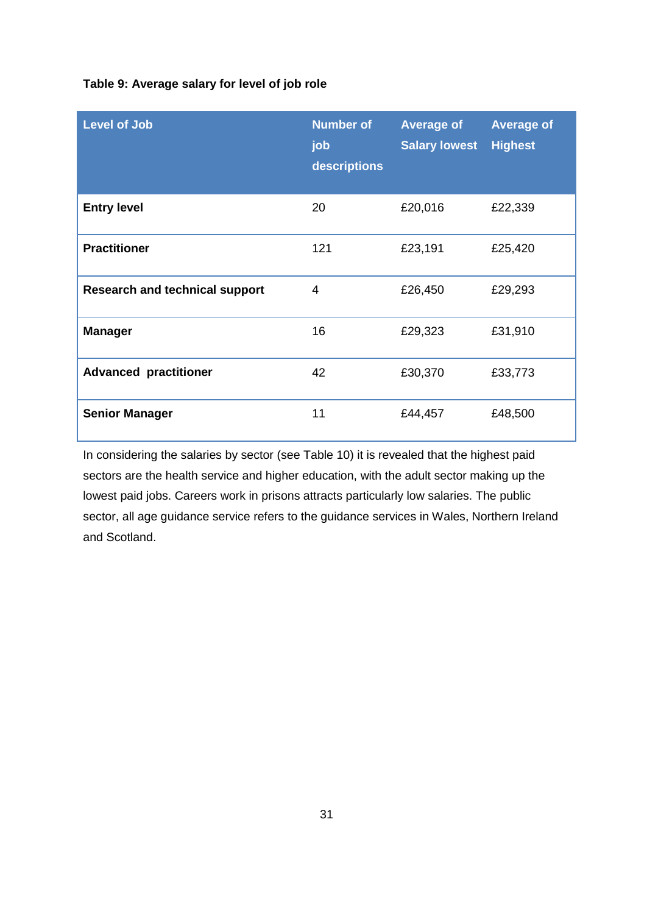**Table 9: Average salary for level of job role**

| Level of Job | Number of job descriptions | Average of Salary lowest | Average of Highest |
|---|---|---|---|
| **Entry level** | 20 | £20,016 | £22,339 |
| **Practitioner** | 121 | £23,191 | £25,420 |
| **Research and technical support** | 4 | £26,450 | £29,293 |
| **Manager** | 16 | £29,323 | £31,910 |
| **Advanced practitioner** | 42 | £30,370 | £33,773 |
| **Senior Manager** | 11 | £44,457 | £48,500 |

In considering the salaries by sector (see Table 10) it is revealed that the highest paid sectors are the health service and higher education, with the adult sector making up the lowest paid jobs. Careers work in prisons attracts particularly low salaries. The public sector, all age guidance service refers to the guidance services in Wales, Northern Ireland and Scotland.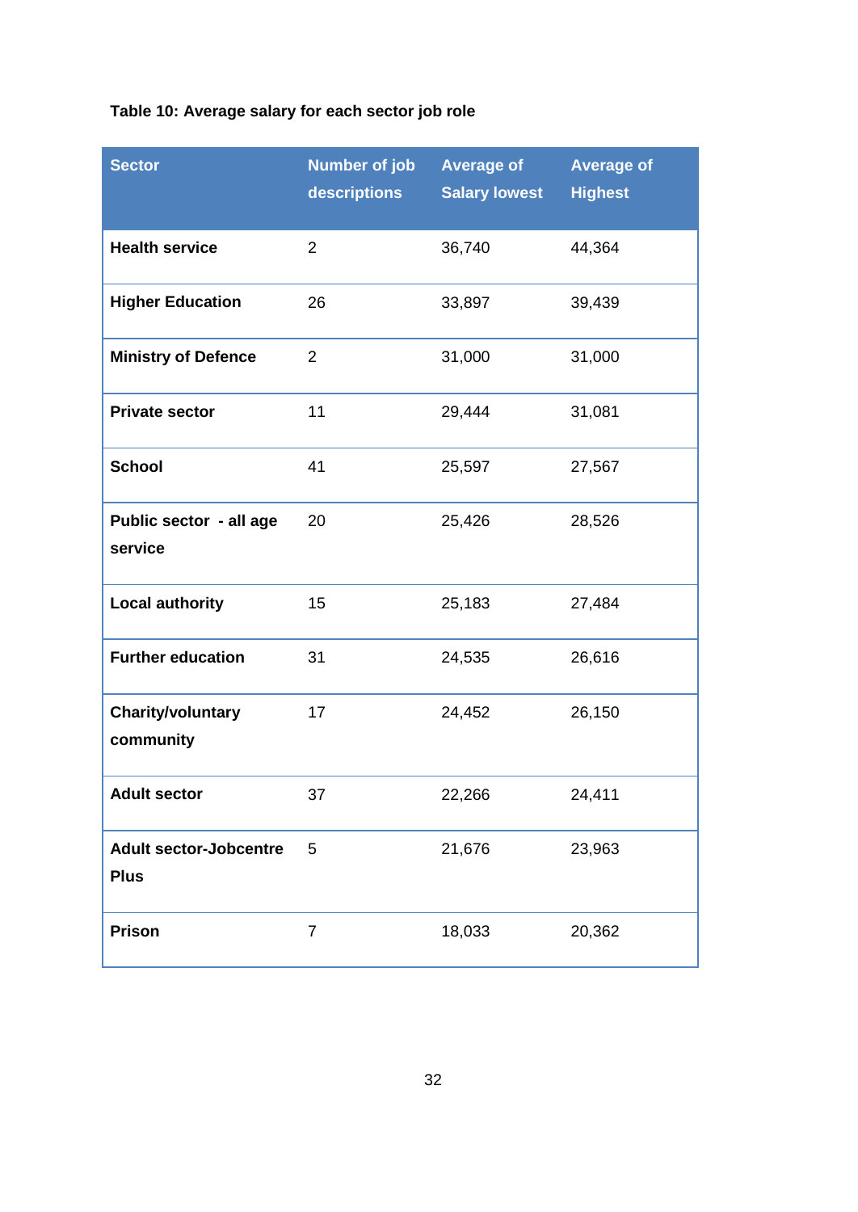**Table 10: Average salary for each sector job role**

| Sector | Number of job descriptions | Average of Salary lowest | Average of Highest |
|---|---|---|---|
| **Health service** | 2 | 36,740 | 44,364 |
| **Higher Education** | 26 | 33,897 | 39,439 |
| **Ministry of Defence** | 2 | 31,000 | 31,000 |
| **Private sector** | 11 | 29,444 | 31,081 |
| **School** | 41 | 25,597 | 27,567 |
| **Public sector - all age service** | 20 | 25,426 | 28,526 |
| **Local authority** | 15 | 25,183 | 27,484 |
| **Further education** | 31 | 24,535 | 26,616 |
| **Charity/voluntary community** | 17 | 24,452 | 26,150 |
| **Adult sector** | 37 | 22,266 | 24,411 |
| **Adult sector-Jobcentre Plus** | 5 | 21,676 | 23,963 |
| **Prison** | 7 | 18,033 | 20,362 |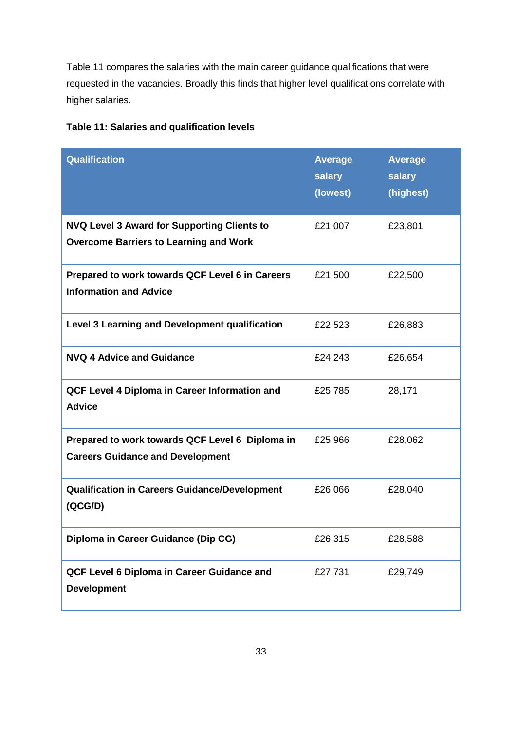Table 11 compares the salaries with the main career guidance qualifications that were requested in the vacancies. Broadly this finds that higher level qualifications correlate with higher salaries.

**Table 11: Salaries and qualification levels**

| Qualification | Average salary (lowest) | Average salary (highest) |
|---|---|---|
| **NVQ Level 3 Award for Supporting Clients to Overcome Barriers to Learning and Work** | £21,007 | £23,801 |
| **Prepared to work towards QCF Level 6 in Careers Information and Advice** | £21,500 | £22,500 |
| **Level 3 Learning and Development qualification** | £22,523 | £26,883 |
| **NVQ 4 Advice and Guidance** | £24,243 | £26,654 |
| **QCF Level 4 Diploma in Career Information and Advice** | £25,785 | 28,171 |
| **Prepared to work towards QCF Level 6 Diploma in Careers Guidance and Development** | £25,966 | £28,062 |
| **Qualification in Careers Guidance/Development (QCG/D)** | £26,066 | £28,040 |
| **Diploma in Career Guidance (Dip CG)** | £26,315 | £28,588 |
| **QCF Level 6 Diploma in Career Guidance and Development** | £27,731 | £29,749 |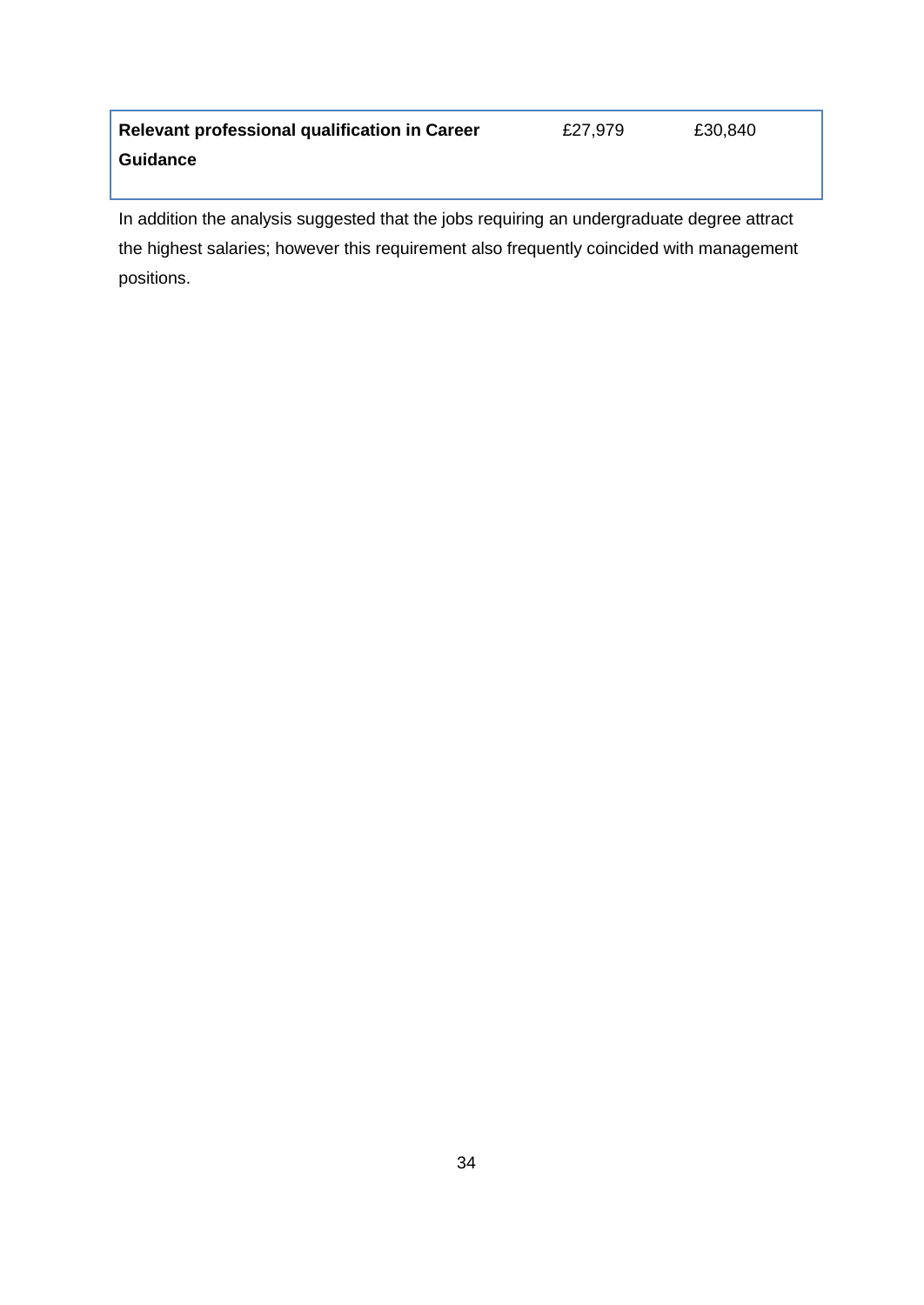| | | |
|---|---|---|
| **Relevant professional qualification in Career Guidance** | £27,979 | £30,840 |

In addition the analysis suggested that the jobs requiring an undergraduate degree attract the highest salaries; however this requirement also frequently coincided with management positions.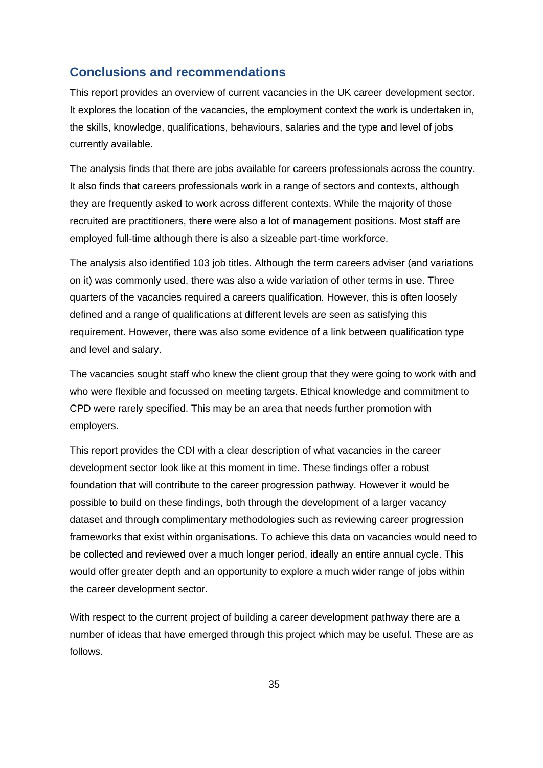## Conclusions and recommendations

This report provides an overview of current vacancies in the UK career development sector. It explores the location of the vacancies, the employment context the work is undertaken in, the skills, knowledge, qualifications, behaviours, salaries and the type and level of jobs currently available.

The analysis finds that there are jobs available for careers professionals across the country. It also finds that careers professionals work in a range of sectors and contexts, although they are frequently asked to work across different contexts. While the majority of those recruited are practitioners, there were also a lot of management positions. Most staff are employed full-time although there is also a sizeable part-time workforce.

The analysis also identified 103 job titles. Although the term careers adviser (and variations on it) was commonly used, there was also a wide variation of other terms in use. Three quarters of the vacancies required a careers qualification. However, this is often loosely defined and a range of qualifications at different levels are seen as satisfying this requirement. However, there was also some evidence of a link between qualification type and level and salary.

The vacancies sought staff who knew the client group that they were going to work with and who were flexible and focussed on meeting targets. Ethical knowledge and commitment to CPD were rarely specified. This may be an area that needs further promotion with employers.

This report provides the CDI with a clear description of what vacancies in the career development sector look like at this moment in time. These findings offer a robust foundation that will contribute to the career progression pathway. However it would be possible to build on these findings, both through the development of a larger vacancy dataset and through complimentary methodologies such as reviewing career progression frameworks that exist within organisations. To achieve this data on vacancies would need to be collected and reviewed over a much longer period, ideally an entire annual cycle. This would offer greater depth and an opportunity to explore a much wider range of jobs within the career development sector.

With respect to the current project of building a career development pathway there are a number of ideas that have emerged through this project which may be useful. These are as follows.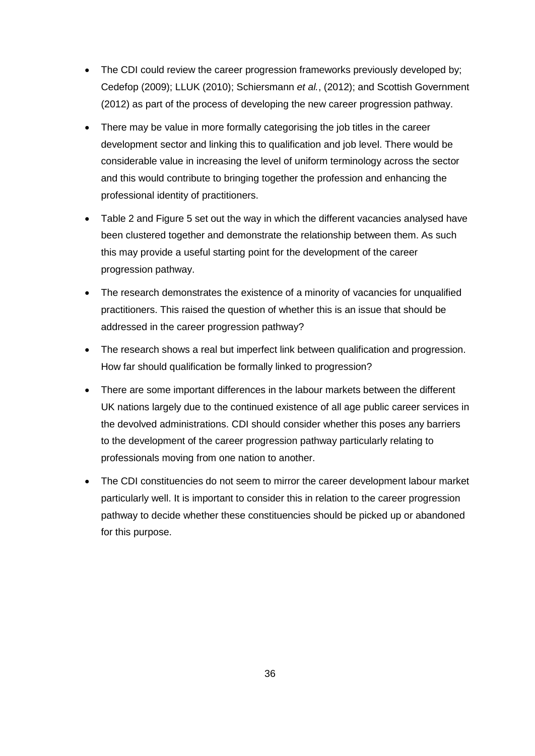- The CDI could review the career progression frameworks previously developed by; Cedefop (2009); LLUK (2010); Schiersmann *et al.*, (2012); and Scottish Government (2012) as part of the process of developing the new career progression pathway.
- There may be value in more formally categorising the job titles in the career development sector and linking this to qualification and job level. There would be considerable value in increasing the level of uniform terminology across the sector and this would contribute to bringing together the profession and enhancing the professional identity of practitioners.
- Table 2 and Figure 5 set out the way in which the different vacancies analysed have been clustered together and demonstrate the relationship between them. As such this may provide a useful starting point for the development of the career progression pathway.
- The research demonstrates the existence of a minority of vacancies for unqualified practitioners. This raised the question of whether this is an issue that should be addressed in the career progression pathway?
- The research shows a real but imperfect link between qualification and progression. How far should qualification be formally linked to progression?
- There are some important differences in the labour markets between the different UK nations largely due to the continued existence of all age public career services in the devolved administrations. CDI should consider whether this poses any barriers to the development of the career progression pathway particularly relating to professionals moving from one nation to another.
- The CDI constituencies do not seem to mirror the career development labour market particularly well. It is important to consider this in relation to the career progression pathway to decide whether these constituencies should be picked up or abandoned for this purpose.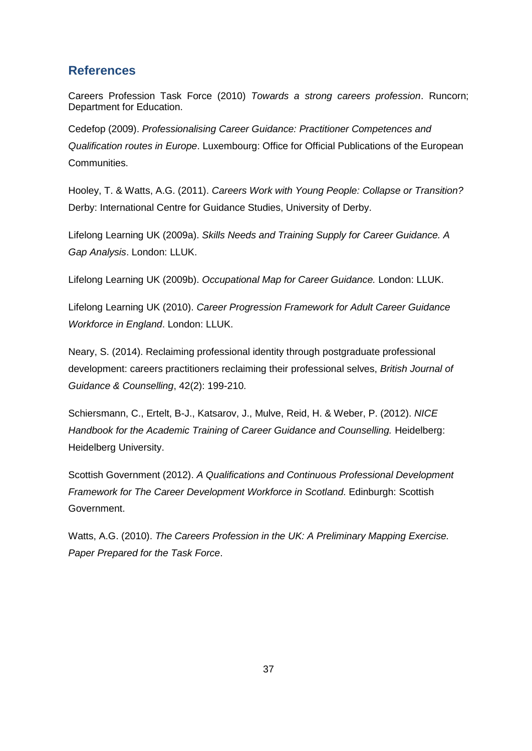## References

Careers Profession Task Force (2010) *Towards a strong careers profession*. Runcorn; Department for Education.

Cedefop (2009). *Professionalising Career Guidance: Practitioner Competences and Qualification routes in Europe*. Luxembourg: Office for Official Publications of the European Communities.

Hooley, T. & Watts, A.G. (2011). *Careers Work with Young People: Collapse or Transition?* Derby: International Centre for Guidance Studies, University of Derby.

Lifelong Learning UK (2009a). *Skills Needs and Training Supply for Career Guidance. A Gap Analysis*. London: LLUK.

Lifelong Learning UK (2009b). *Occupational Map for Career Guidance.* London: LLUK.

Lifelong Learning UK (2010). *Career Progression Framework for Adult Career Guidance Workforce in England*. London: LLUK.

Neary, S. (2014). Reclaiming professional identity through postgraduate professional development: careers practitioners reclaiming their professional selves, *British Journal of Guidance & Counselling*, 42(2): 199-210.

Schiersmann, C., Ertelt, B-J., Katsarov, J., Mulve, Reid, H. & Weber, P. (2012). *NICE Handbook for the Academic Training of Career Guidance and Counselling.* Heidelberg: Heidelberg University.

Scottish Government (2012). *A Qualifications and Continuous Professional Development Framework for The Career Development Workforce in Scotland*. Edinburgh: Scottish Government.

Watts, A.G. (2010). *The Careers Profession in the UK: A Preliminary Mapping Exercise. Paper Prepared for the Task Force*.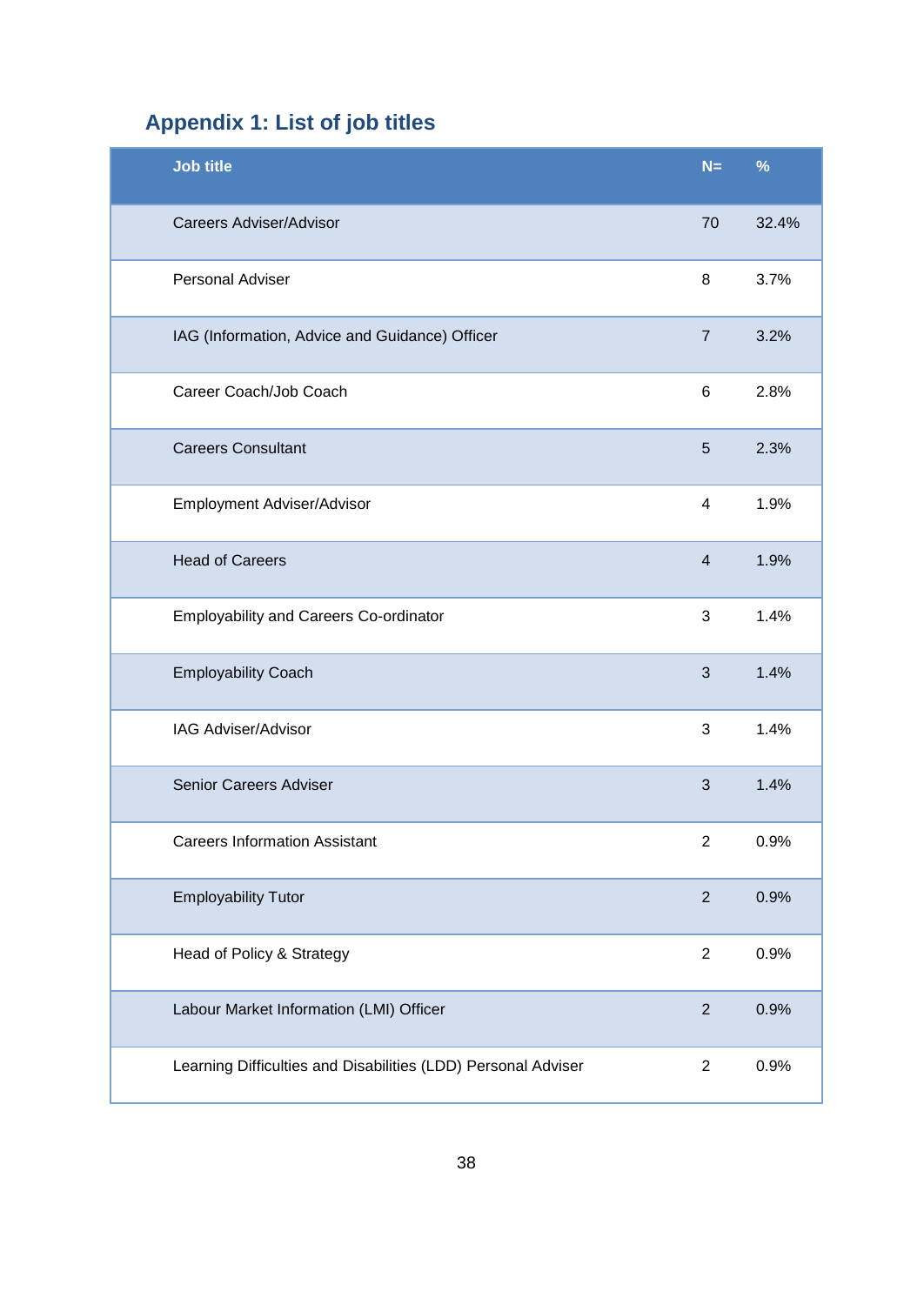## Appendix 1: List of job titles

| Job title | N= | % |
|---|---|---|
| Careers Adviser/Advisor | 70 | 32.4% |
| Personal Adviser | 8 | 3.7% |
| IAG (Information, Advice and Guidance) Officer | 7 | 3.2% |
| Career Coach/Job Coach | 6 | 2.8% |
| Careers Consultant | 5 | 2.3% |
| Employment Adviser/Advisor | 4 | 1.9% |
| Head of Careers | 4 | 1.9% |
| Employability and Careers Co-ordinator | 3 | 1.4% |
| Employability Coach | 3 | 1.4% |
| IAG Adviser/Advisor | 3 | 1.4% |
| Senior Careers Adviser | 3 | 1.4% |
| Careers Information Assistant | 2 | 0.9% |
| Employability Tutor | 2 | 0.9% |
| Head of Policy & Strategy | 2 | 0.9% |
| Labour Market Information (LMI) Officer | 2 | 0.9% |
| Learning Difficulties and Disabilities (LDD) Personal Adviser | 2 | 0.9% |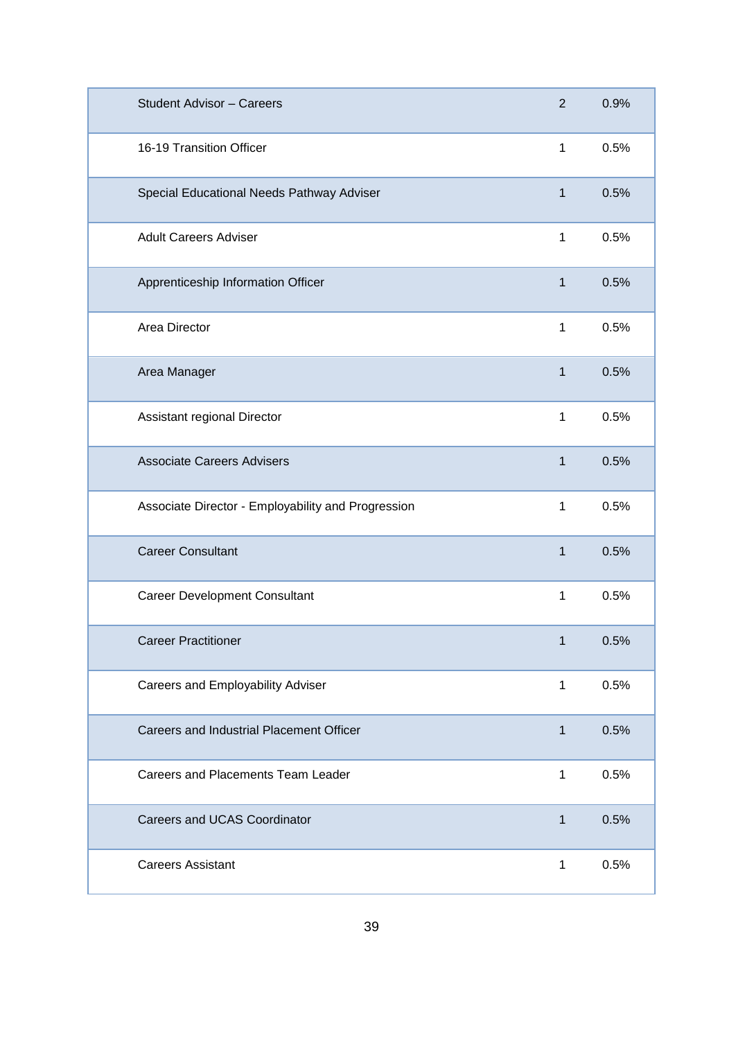| | | |
|---|---|---|
| Student Advisor – Careers | 2 | 0.9% |
| 16-19 Transition Officer | 1 | 0.5% |
| Special Educational Needs Pathway Adviser | 1 | 0.5% |
| Adult Careers Adviser | 1 | 0.5% |
| Apprenticeship Information Officer | 1 | 0.5% |
| Area Director | 1 | 0.5% |
| Area Manager | 1 | 0.5% |
| Assistant regional Director | 1 | 0.5% |
| Associate Careers Advisers | 1 | 0.5% |
| Associate Director - Employability and Progression | 1 | 0.5% |
| Career Consultant | 1 | 0.5% |
| Career Development Consultant | 1 | 0.5% |
| Career Practitioner | 1 | 0.5% |
| Careers and Employability Adviser | 1 | 0.5% |
| Careers and Industrial Placement Officer | 1 | 0.5% |
| Careers and Placements Team Leader | 1 | 0.5% |
| Careers and UCAS Coordinator | 1 | 0.5% |
| Careers Assistant | 1 | 0.5% |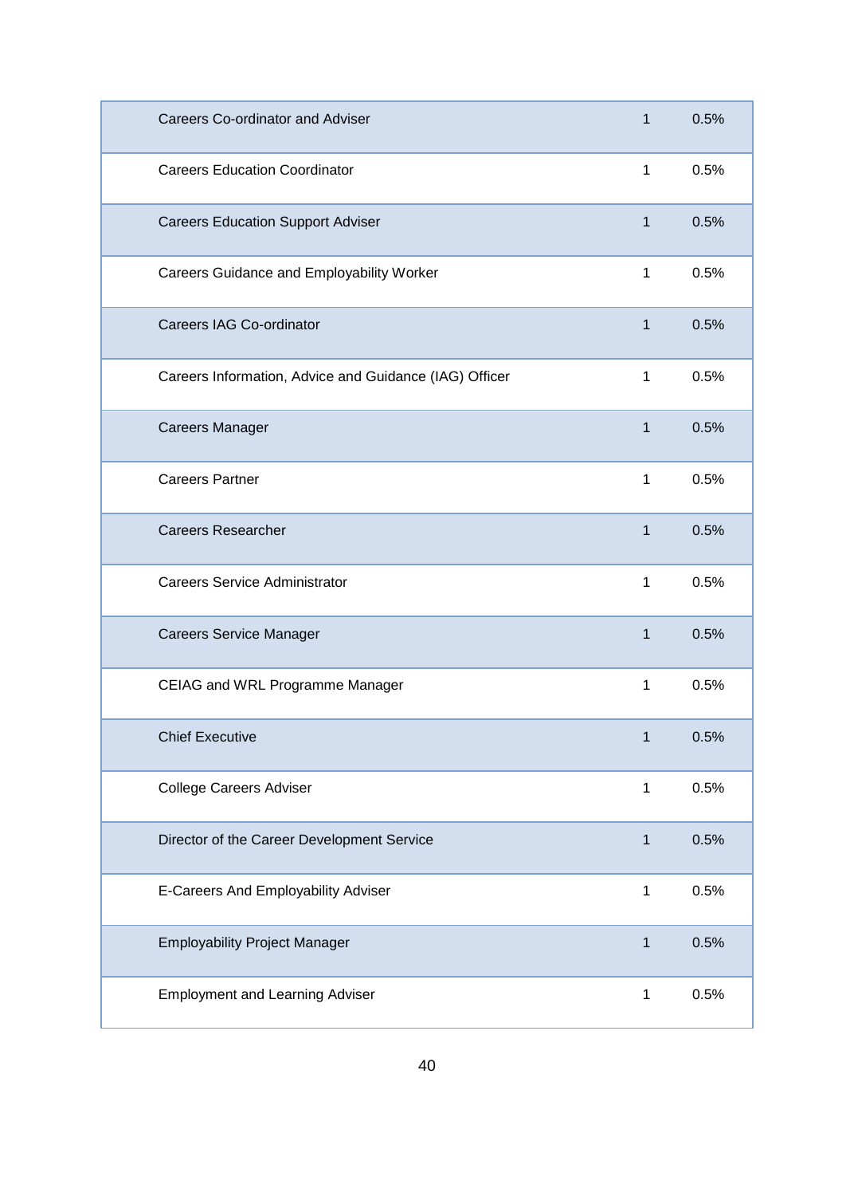| | | |
|---|---|---|
| Careers Co-ordinator and Adviser | 1 | 0.5% |
| Careers Education Coordinator | 1 | 0.5% |
| Careers Education Support Adviser | 1 | 0.5% |
| Careers Guidance and Employability Worker | 1 | 0.5% |
| Careers IAG Co-ordinator | 1 | 0.5% |
| Careers Information, Advice and Guidance (IAG) Officer | 1 | 0.5% |
| Careers Manager | 1 | 0.5% |
| Careers Partner | 1 | 0.5% |
| Careers Researcher | 1 | 0.5% |
| Careers Service Administrator | 1 | 0.5% |
| Careers Service Manager | 1 | 0.5% |
| CEIAG and WRL Programme Manager | 1 | 0.5% |
| Chief Executive | 1 | 0.5% |
| College Careers Adviser | 1 | 0.5% |
| Director of the Career Development Service | 1 | 0.5% |
| E-Careers And Employability Adviser | 1 | 0.5% |
| Employability Project Manager | 1 | 0.5% |
| Employment and Learning Adviser | 1 | 0.5% |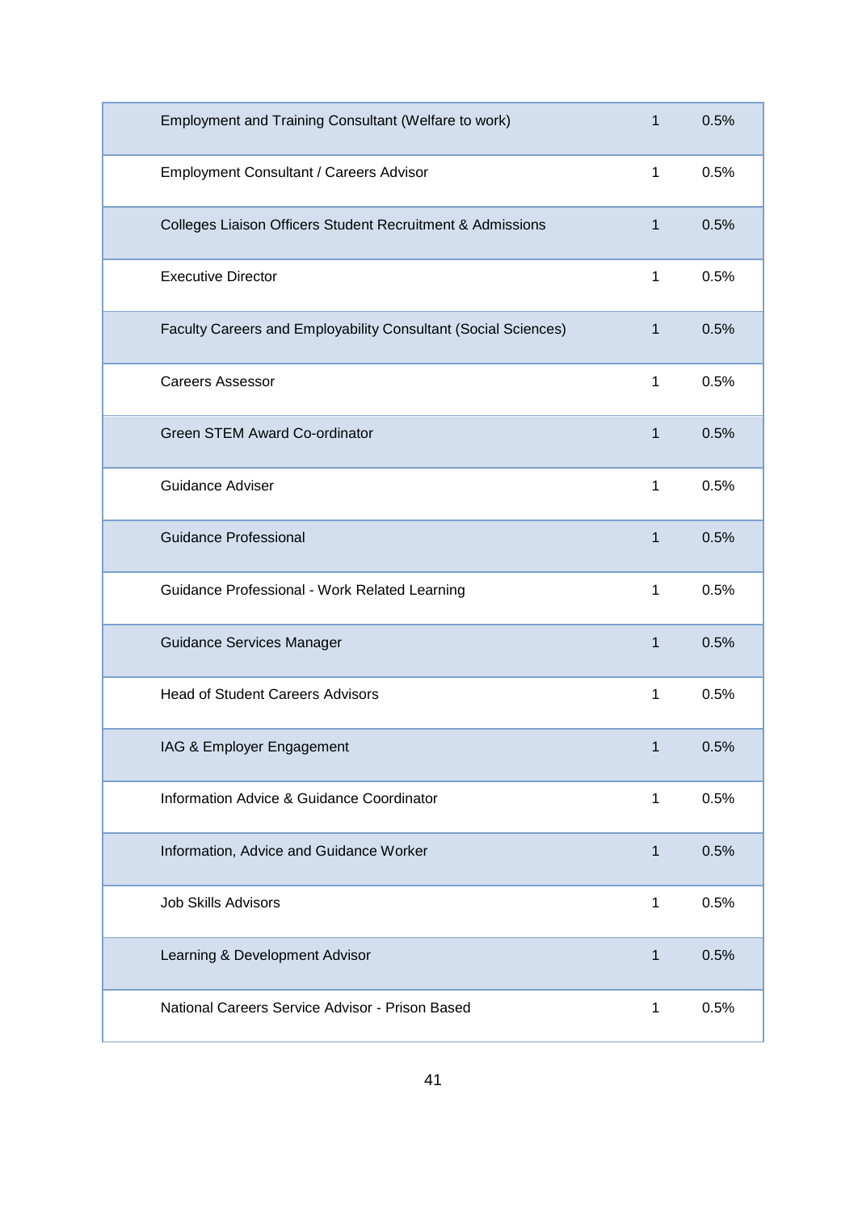| | | |
|---|---|---|
| Employment and Training Consultant (Welfare to work) | 1 | 0.5% |
| Employment Consultant / Careers Advisor | 1 | 0.5% |
| Colleges Liaison Officers Student Recruitment & Admissions | 1 | 0.5% |
| Executive Director | 1 | 0.5% |
| Faculty Careers and Employability Consultant (Social Sciences) | 1 | 0.5% |
| Careers Assessor | 1 | 0.5% |
| Green STEM Award Co-ordinator | 1 | 0.5% |
| Guidance Adviser | 1 | 0.5% |
| Guidance Professional | 1 | 0.5% |
| Guidance Professional - Work Related Learning | 1 | 0.5% |
| Guidance Services Manager | 1 | 0.5% |
| Head of Student Careers Advisors | 1 | 0.5% |
| IAG & Employer Engagement | 1 | 0.5% |
| Information Advice & Guidance Coordinator | 1 | 0.5% |
| Information, Advice and Guidance Worker | 1 | 0.5% |
| Job Skills Advisors | 1 | 0.5% |
| Learning & Development Advisor | 1 | 0.5% |
| National Careers Service Advisor - Prison Based | 1 | 0.5% |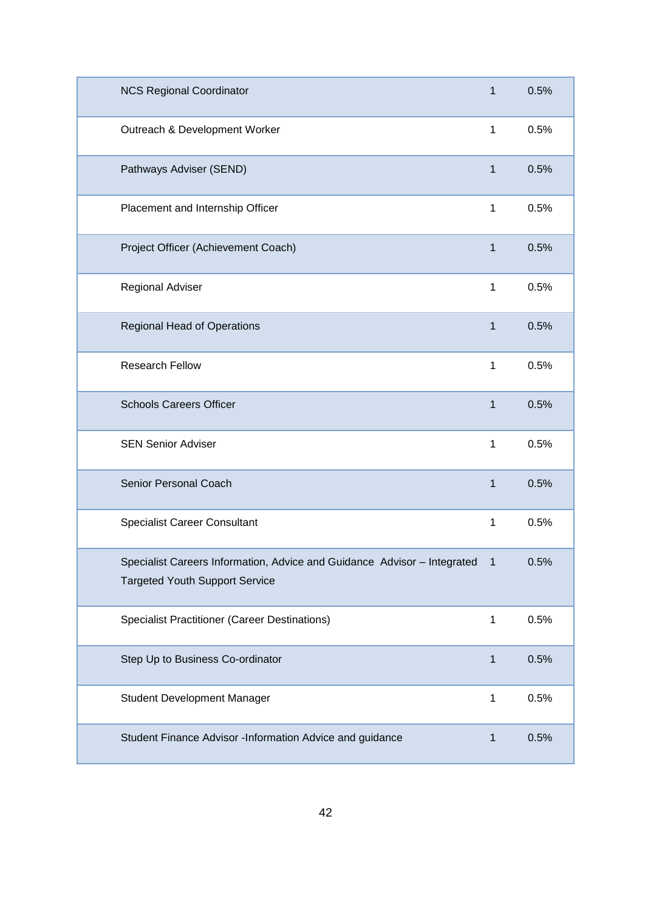| | | |
|---|---|---|
| NCS Regional Coordinator | 1 | 0.5% |
| Outreach & Development Worker | 1 | 0.5% |
| Pathways Adviser (SEND) | 1 | 0.5% |
| Placement and Internship Officer | 1 | 0.5% |
| Project Officer (Achievement Coach) | 1 | 0.5% |
| Regional Adviser | 1 | 0.5% |
| Regional Head of Operations | 1 | 0.5% |
| Research Fellow | 1 | 0.5% |
| Schools Careers Officer | 1 | 0.5% |
| SEN Senior Adviser | 1 | 0.5% |
| Senior Personal Coach | 1 | 0.5% |
| Specialist Career Consultant | 1 | 0.5% |
| Specialist Careers Information, Advice and Guidance Advisor – Integrated Targeted Youth Support Service | 1 | 0.5% |
| Specialist Practitioner (Career Destinations) | 1 | 0.5% |
| Step Up to Business Co-ordinator | 1 | 0.5% |
| Student Development Manager | 1 | 0.5% |
| Student Finance Advisor -Information Advice and guidance | 1 | 0.5% |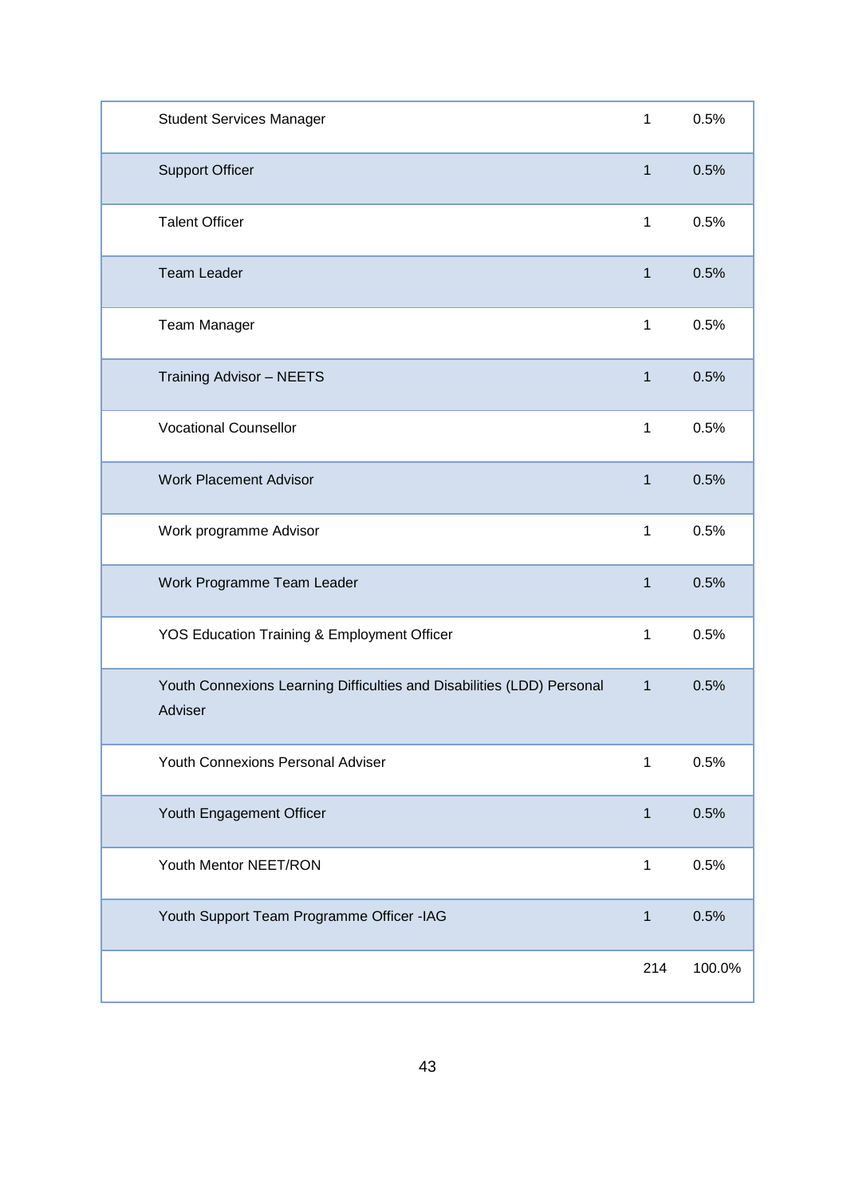| | | |
|---|---|---|
| Student Services Manager | 1 | 0.5% |
| Support Officer | 1 | 0.5% |
| Talent Officer | 1 | 0.5% |
| Team Leader | 1 | 0.5% |
| Team Manager | 1 | 0.5% |
| Training Advisor – NEETS | 1 | 0.5% |
| Vocational Counsellor | 1 | 0.5% |
| Work Placement Advisor | 1 | 0.5% |
| Work programme Advisor | 1 | 0.5% |
| Work Programme Team Leader | 1 | 0.5% |
| YOS Education Training & Employment Officer | 1 | 0.5% |
| Youth Connexions Learning Difficulties and Disabilities (LDD) Personal Adviser | 1 | 0.5% |
| Youth Connexions Personal Adviser | 1 | 0.5% |
| Youth Engagement Officer | 1 | 0.5% |
| Youth Mentor NEET/RON | 1 | 0.5% |
| Youth Support Team Programme Officer -IAG | 1 | 0.5% |
| | 214 | 100.0% |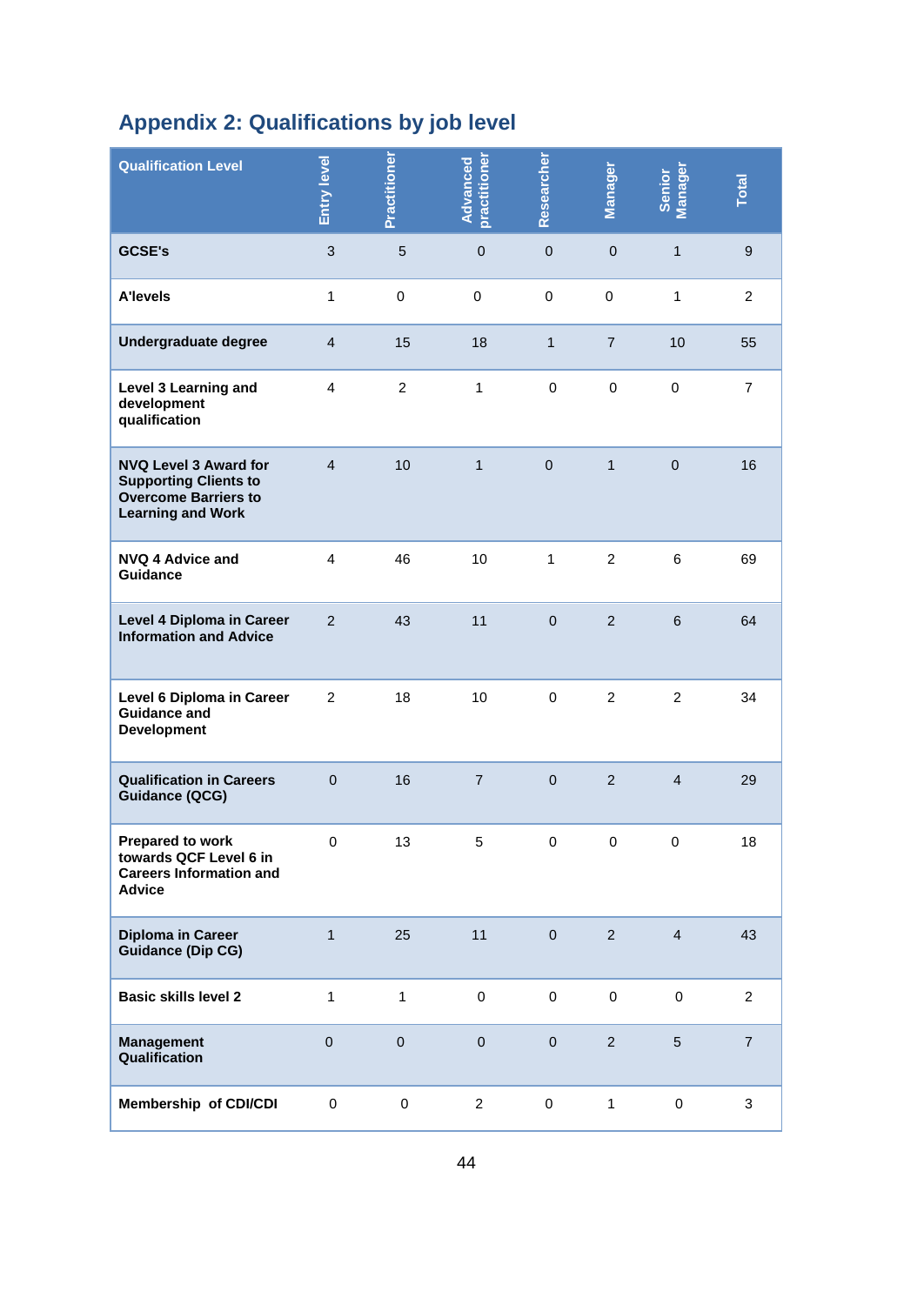## Appendix 2: Qualifications by job level

| Qualification Level | Entry level | Practitioner | Advanced practitioner | Researcher | Manager | Senior Manager | Total |
|---|---|---|---|---|---|---|---|
| GCSE's | 3 | 5 | 0 | 0 | 0 | 1 | 9 |
| A'levels | 1 | 0 | 0 | 0 | 0 | 1 | 2 |
| Undergraduate degree | 4 | 15 | 18 | 1 | 7 | 10 | 55 |
| Level 3 Learning and development qualification | 4 | 2 | 1 | 0 | 0 | 0 | 7 |
| NVQ Level 3 Award for Supporting Clients to Overcome Barriers to Learning and Work | 4 | 10 | 1 | 0 | 1 | 0 | 16 |
| NVQ 4 Advice and Guidance | 4 | 46 | 10 | 1 | 2 | 6 | 69 |
| Level 4 Diploma in Career Information and Advice | 2 | 43 | 11 | 0 | 2 | 6 | 64 |
| Level 6 Diploma in Career Guidance and Development | 2 | 18 | 10 | 0 | 2 | 2 | 34 |
| Qualification in Careers Guidance (QCG) | 0 | 16 | 7 | 0 | 2 | 4 | 29 |
| Prepared to work towards QCF Level 6 in Careers Information and Advice | 0 | 13 | 5 | 0 | 0 | 0 | 18 |
| Diploma in Career Guidance (Dip CG) | 1 | 25 | 11 | 0 | 2 | 4 | 43 |
| Basic skills level 2 | 1 | 1 | 0 | 0 | 0 | 0 | 2 |
| Management Qualification | 0 | 0 | 0 | 0 | 2 | 5 | 7 |
| Membership of CDI/CDI | 0 | 0 | 2 | 0 | 1 | 0 | 3 |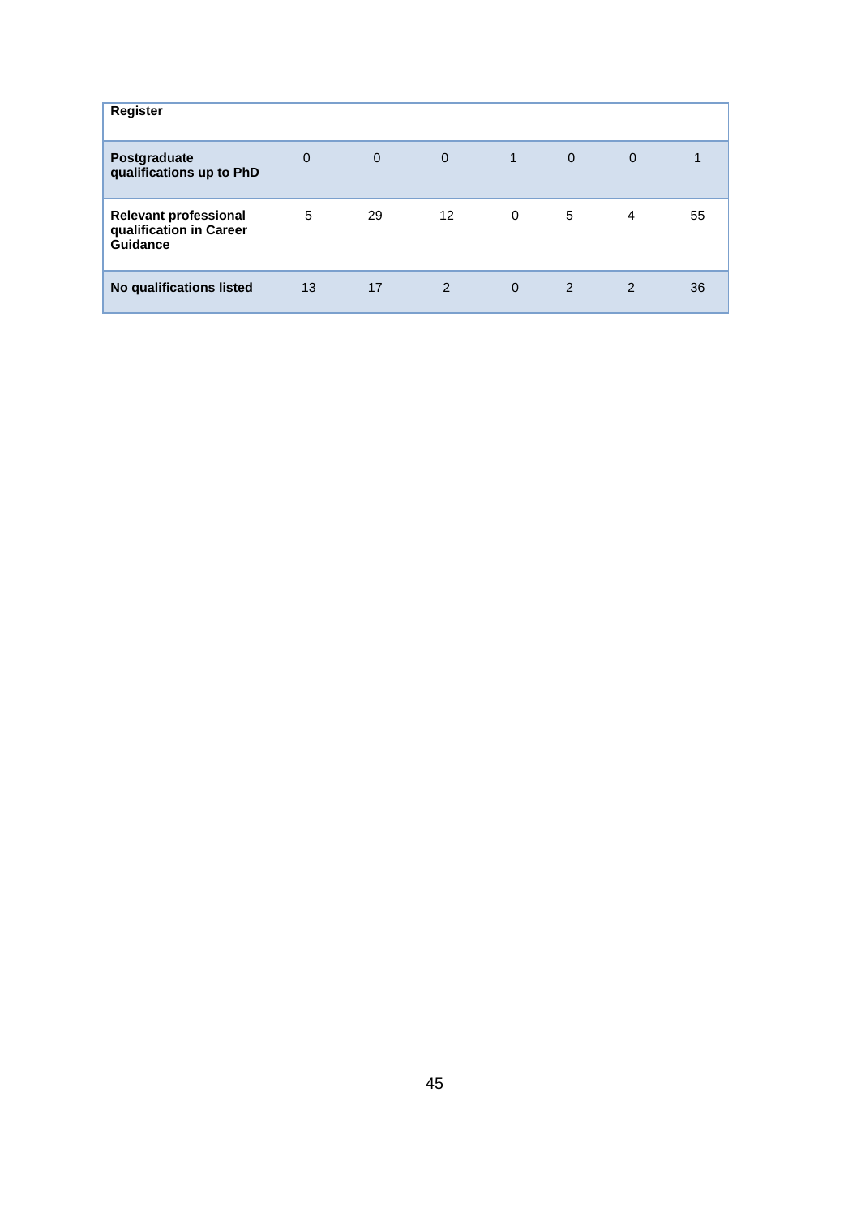| | | | | | | | |
|---|---|---|---|---|---|---|---|
| **Register** | | | | | | | |
| **Postgraduate qualifications up to PhD** | 0 | 0 | 0 | 1 | 0 | 0 | 1 |
| **Relevant professional qualification in Career Guidance** | 5 | 29 | 12 | 0 | 5 | 4 | 55 |
| **No qualifications listed** | 13 | 17 | 2 | 0 | 2 | 2 | 36 |